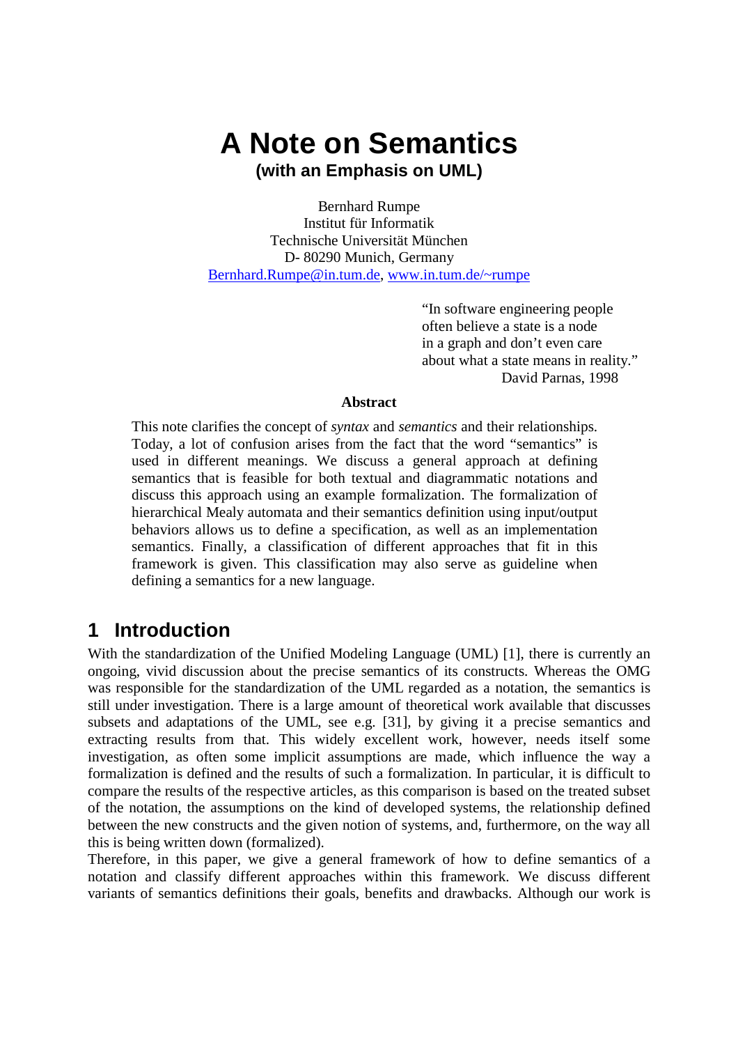# A Note on Semantics

**(with an Emphasis on UML)**

Bernhard Rumpe
Institut für Informatik
Technische Universität München
D- 80290 Munich, Germany
Bernhard.Rumpe@in.tum.de, www.in.tum.de/~rumpe

> "In software engineering people often believe a state is a node in a graph and don't even care about what a state means in reality."
> David Parnas, 1998

**Abstract**

This note clarifies the concept of *syntax* and *semantics* and their relationships. Today, a lot of confusion arises from the fact that the word "semantics" is used in different meanings. We discuss a general approach at defining semantics that is feasible for both textual and diagrammatic notations and discuss this approach using an example formalization. The formalization of hierarchical Mealy automata and their semantics definition using input/output behaviors allows us to define a specification, as well as an implementation semantics. Finally, a classification of different approaches that fit in this framework is given. This classification may also serve as guideline when defining a semantics for a new language.

## 1 Introduction

With the standardization of the Unified Modeling Language (UML) [1], there is currently an ongoing, vivid discussion about the precise semantics of its constructs. Whereas the OMG was responsible for the standardization of the UML regarded as a notation, the semantics is still under investigation. There is a large amount of theoretical work available that discusses subsets and adaptations of the UML, see e.g. [31], by giving it a precise semantics and extracting results from that. This widely excellent work, however, needs itself some investigation, as often some implicit assumptions are made, which influence the way a formalization is defined and the results of such a formalization. In particular, it is difficult to compare the results of the respective articles, as this comparison is based on the treated subset of the notation, the assumptions on the kind of developed systems, the relationship defined between the new constructs and the given notion of systems, and, furthermore, on the way all this is being written down (formalized).

Therefore, in this paper, we give a general framework of how to define semantics of a notation and classify different approaches within this framework. We discuss different variants of semantics definitions their goals, benefits and drawbacks. Although our work is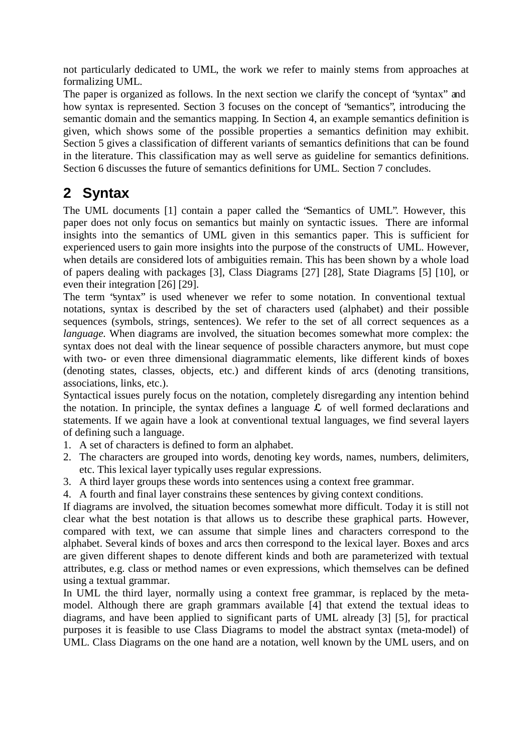not particularly dedicated to UML, the work we refer to mainly stems from approaches at formalizing UML.

The paper is organized as follows. In the next section we clarify the concept of "syntax" and how syntax is represented. Section 3 focuses on the concept of "semantics", introducing the semantic domain and the semantics mapping. In Section 4, an example semantics definition is given, which shows some of the possible properties a semantics definition may exhibit. Section 5 gives a classification of different variants of semantics definitions that can be found in the literature. This classification may as well serve as guideline for semantics definitions. Section 6 discusses the future of semantics definitions for UML. Section 7 concludes.

## 2 Syntax

The UML documents [1] contain a paper called the "Semantics of UML". However, this paper does not only focus on semantics but mainly on syntactic issues. There are informal insights into the semantics of UML given in this semantics paper. This is sufficient for experienced users to gain more insights into the purpose of the constructs of UML. However, when details are considered lots of ambiguities remain. This has been shown by a whole load of papers dealing with packages [3], Class Diagrams [27] [28], State Diagrams [5] [10], or even their integration [26] [29].

The term "syntax" is used whenever we refer to some notation. In conventional textual notations, syntax is described by the set of characters used (alphabet) and their possible sequences (symbols, strings, sentences). We refer to the set of all correct sequences as a *language*. When diagrams are involved, the situation becomes somewhat more complex: the syntax does not deal with the linear sequence of possible characters anymore, but must cope with two- or even three dimensional diagrammatic elements, like different kinds of boxes (denoting states, classes, objects, etc.) and different kinds of arcs (denoting transitions, associations, links, etc.).

Syntactical issues purely focus on the notation, completely disregarding any intention behind the notation. In principle, the syntax defines a language $\mathcal{L}$ of well formed declarations and statements. If we again have a look at conventional textual languages, we find several layers of defining such a language.

1. A set of characters is defined to form an alphabet.
2. The characters are grouped into words, denoting key words, names, numbers, delimiters, etc. This lexical layer typically uses regular expressions.
3. A third layer groups these words into sentences using a context free grammar.
4. A fourth and final layer constrains these sentences by giving context conditions.

If diagrams are involved, the situation becomes somewhat more difficult. Today it is still not clear what the best notation is that allows us to describe these graphical parts. However, compared with text, we can assume that simple lines and characters correspond to the alphabet. Several kinds of boxes and arcs then correspond to the lexical layer. Boxes and arcs are given different shapes to denote different kinds and both are parameterized with textual attributes, e.g. class or method names or even expressions, which themselves can be defined using a textual grammar.

In UML the third layer, normally using a context free grammar, is replaced by the meta-model. Although there are graph grammars available [4] that extend the textual ideas to diagrams, and have been applied to significant parts of UML already [3] [5], for practical purposes it is feasible to use Class Diagrams to model the abstract syntax (meta-model) of UML. Class Diagrams on the one hand are a notation, well known by the UML users, and on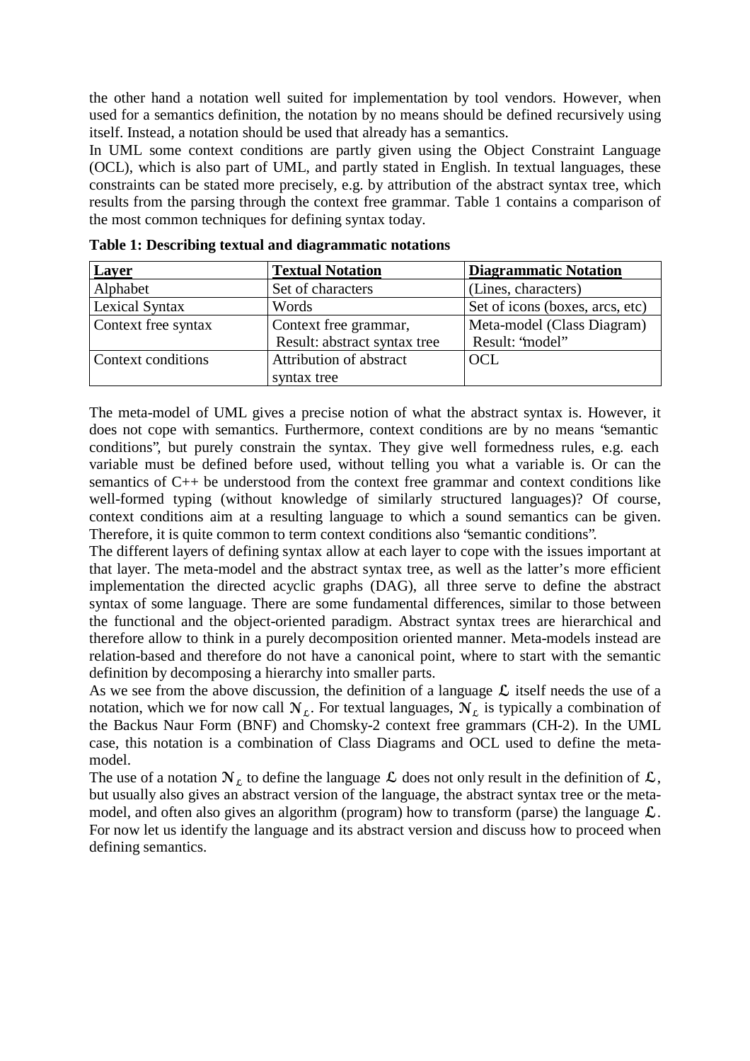the other hand a notation well suited for implementation by tool vendors. However, when used for a semantics definition, the notation by no means should be defined recursively using itself. Instead, a notation should be used that already has a semantics.

In UML some context conditions are partly given using the Object Constraint Language (OCL), which is also part of UML, and partly stated in English. In textual languages, these constraints can be stated more precisely, e.g. by attribution of the abstract syntax tree, which results from the parsing through the context free grammar. Table 1 contains a comparison of the most common techniques for defining syntax today.

**Table 1: Describing textual and diagrammatic notations**

| Layer | Textual Notation | Diagrammatic Notation |
|---|---|---|
| Alphabet | Set of characters | (Lines, characters) |
| Lexical Syntax | Words | Set of icons (boxes, arcs, etc) |
| Context free syntax | Context free grammar, Result: abstract syntax tree | Meta-model (Class Diagram) Result: "model" |
| Context conditions | Attribution of abstract syntax tree | OCL |

The meta-model of UML gives a precise notion of what the abstract syntax is. However, it does not cope with semantics. Furthermore, context conditions are by no means "semantic conditions", but purely constrain the syntax. They give well formedness rules, e.g. each variable must be defined before used, without telling you what a variable is. Or can the semantics of C++ be understood from the context free grammar and context conditions like well-formed typing (without knowledge of similarly structured languages)? Of course, context conditions aim at a resulting language to which a sound semantics can be given. Therefore, it is quite common to term context conditions also "semantic conditions".

The different layers of defining syntax allow at each layer to cope with the issues important at that layer. The meta-model and the abstract syntax tree, as well as the latter's more efficient implementation the directed acyclic graphs (DAG), all three serve to define the abstract syntax of some language. There are some fundamental differences, similar to those between the functional and the object-oriented paradigm. Abstract syntax trees are hierarchical and therefore allow to think in a purely decomposition oriented manner. Meta-models instead are relation-based and therefore do not have a canonical point, where to start with the semantic definition by decomposing a hierarchy into smaller parts.

As we see from the above discussion, the definition of a language $\mathfrak{L}$ itself needs the use of a notation, which we for now call $\mathfrak{N}_{\mathfrak{L}}$. For textual languages, $\mathfrak{N}_{\mathfrak{L}}$ is typically a combination of the Backus Naur Form (BNF) and Chomsky-2 context free grammars (CH-2). In the UML case, this notation is a combination of Class Diagrams and OCL used to define the meta-model.

The use of a notation $\mathfrak{N}_{\mathfrak{L}}$ to define the language $\mathfrak{L}$ does not only result in the definition of $\mathfrak{L}$, but usually also gives an abstract version of the language, the abstract syntax tree or the meta-model, and often also gives an algorithm (program) how to transform (parse) the language $\mathfrak{L}$. For now let us identify the language and its abstract version and discuss how to proceed when defining semantics.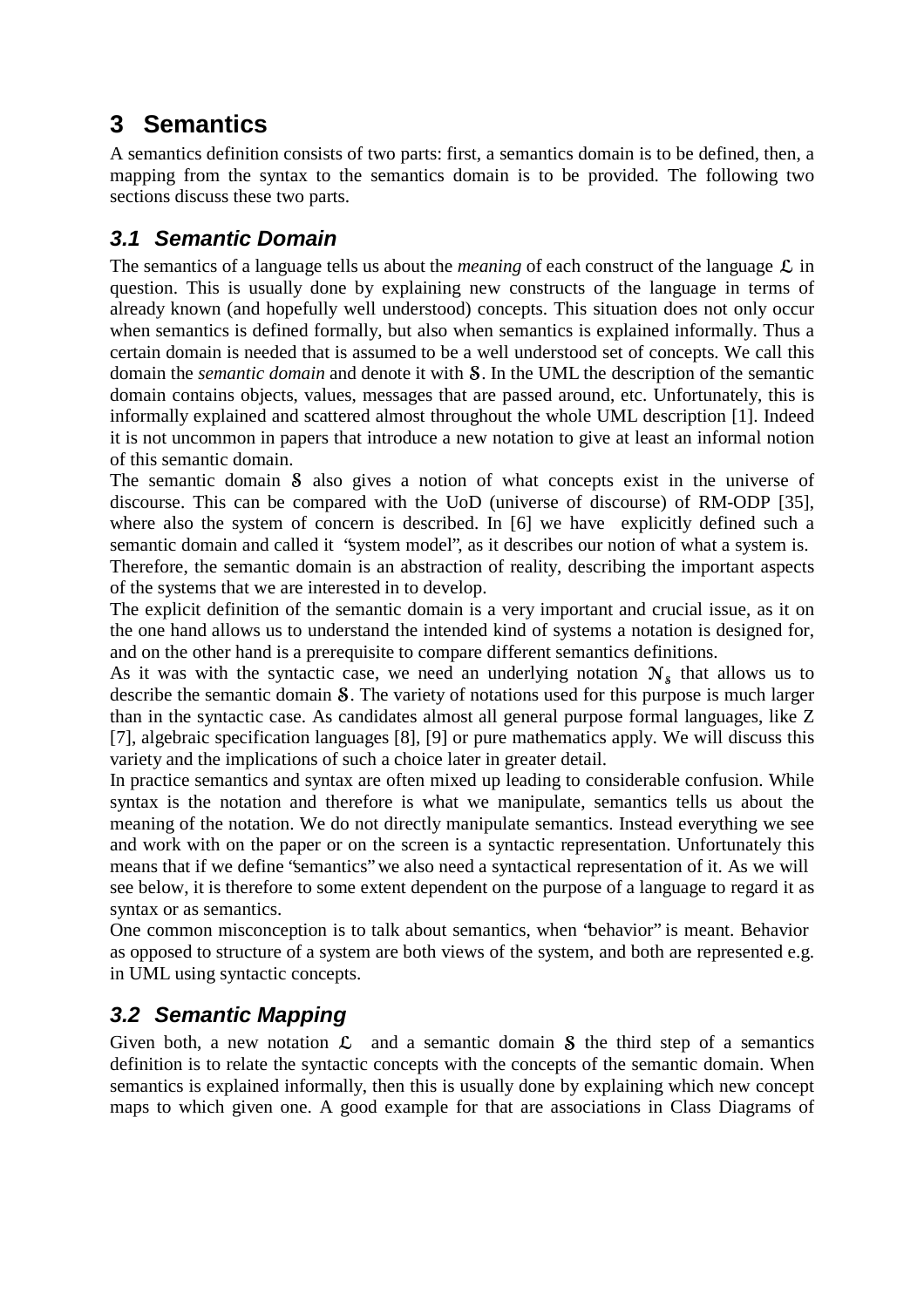# 3 Semantics

A semantics definition consists of two parts: first, a semantics domain is to be defined, then, a mapping from the syntax to the semantics domain is to be provided. The following two sections discuss these two parts.

## 3.1 Semantic Domain

The semantics of a language tells us about the *meaning* of each construct of the language $\mathcal{L}$ in question. This is usually done by explaining new constructs of the language in terms of already known (and hopefully well understood) concepts. This situation does not only occur when semantics is defined formally, but also when semantics is explained informally. Thus a certain domain is needed that is assumed to be a well understood set of concepts. We call this domain the *semantic domain* and denote it with $\mathcal{S}$. In the UML the description of the semantic domain contains objects, values, messages that are passed around, etc. Unfortunately, this is informally explained and scattered almost throughout the whole UML description [1]. Indeed it is not uncommon in papers that introduce a new notation to give at least an informal notion of this semantic domain.

The semantic domain $\mathcal{S}$ also gives a notion of what concepts exist in the universe of discourse. This can be compared with the UoD (universe of discourse) of RM-ODP [35], where also the system of concern is described. In [6] we have explicitly defined such a semantic domain and called it "system model", as it describes our notion of what a system is.

Therefore, the semantic domain is an abstraction of reality, describing the important aspects of the systems that we are interested in to develop.

The explicit definition of the semantic domain is a very important and crucial issue, as it on the one hand allows us to understand the intended kind of systems a notation is designed for, and on the other hand is a prerequisite to compare different semantics definitions.

As it was with the syntactic case, we need an underlying notation $\mathcal{N}_{\mathcal{S}}$ that allows us to describe the semantic domain $\mathcal{S}$. The variety of notations used for this purpose is much larger than in the syntactic case. As candidates almost all general purpose formal languages, like Z [7], algebraic specification languages [8], [9] or pure mathematics apply. We will discuss this variety and the implications of such a choice later in greater detail.

In practice semantics and syntax are often mixed up leading to considerable confusion. While syntax is the notation and therefore is what we manipulate, semantics tells us about the meaning of the notation. We do not directly manipulate semantics. Instead everything we see and work with on the paper or on the screen is a syntactic representation. Unfortunately this means that if we define "semantics" we also need a syntactical representation of it. As we will see below, it is therefore to some extent dependent on the purpose of a language to regard it as syntax or as semantics.

One common misconception is to talk about semantics, when "behavior" is meant. Behavior as opposed to structure of a system are both views of the system, and both are represented e.g. in UML using syntactic concepts.

## 3.2 Semantic Mapping

Given both, a new notation $\mathcal{L}$ and a semantic domain $\mathcal{S}$ the third step of a semantics definition is to relate the syntactic concepts with the concepts of the semantic domain. When semantics is explained informally, then this is usually done by explaining which new concept maps to which given one. A good example for that are associations in Class Diagrams of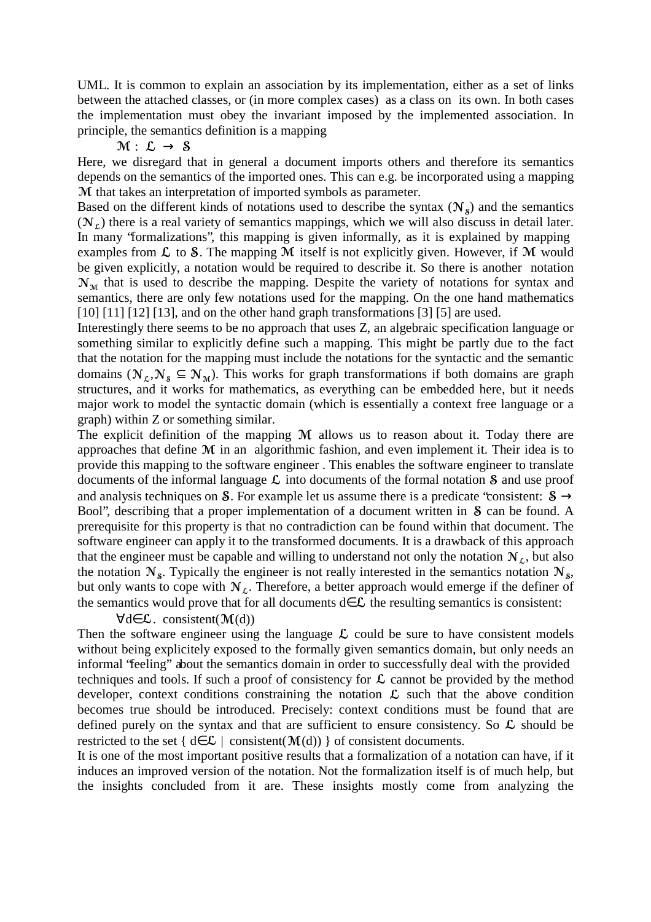UML. It is common to explain an association by its implementation, either as a set of links between the attached classes, or (in more complex cases) as a class on its own. In both cases the implementation must obey the invariant imposed by the implemented association. In principle, the semantics definition is a mapping

$$\mathcal{M} : \mathcal{L} \rightarrow \mathcal{S}$$

Here, we disregard that in general a document imports others and therefore its semantics depends on the semantics of the imported ones. This can e.g. be incorporated using a mapping $\mathcal{M}$ that takes an interpretation of imported symbols as parameter.

Based on the different kinds of notations used to describe the syntax ($\mathcal{N}_{\mathcal{S}}$) and the semantics ($\mathcal{N}_{\mathcal{L}}$) there is a real variety of semantics mappings, which we will also discuss in detail later. In many "formalizations", this mapping is given informally, as it is explained by mapping examples from $\mathcal{L}$ to $\mathcal{S}$. The mapping $\mathcal{M}$ itself is not explicitly given. However, if $\mathcal{M}$ would be given explicitly, a notation would be required to describe it. So there is another notation $\mathcal{N}_{\mathcal{M}}$ that is used to describe the mapping. Despite the variety of notations for syntax and semantics, there are only few notations used for the mapping. On the one hand mathematics [10] [11] [12] [13], and on the other hand graph transformations [3] [5] are used.

Interestingly there seems to be no approach that uses Z, an algebraic specification language or something similar to explicitly define such a mapping. This might be partly due to the fact that the notation for the mapping must include the notations for the syntactic and the semantic domains ($\mathcal{N}_{\mathcal{L}},\mathcal{N}_{\mathcal{S}} \subseteq \mathcal{N}_{\mathcal{M}}$). This works for graph transformations if both domains are graph structures, and it works for mathematics, as everything can be embedded here, but it needs major work to model the syntactic domain (which is essentially a context free language or a graph) within Z or something similar.

The explicit definition of the mapping $\mathcal{M}$ allows us to reason about it. Today there are approaches that define $\mathcal{M}$ in an algorithmic fashion, and even implement it. Their idea is to provide this mapping to the software engineer . This enables the software engineer to translate documents of the informal language $\mathcal{L}$ into documents of the formal notation $\mathcal{S}$ and use proof and analysis techniques on $\mathcal{S}$. For example let us assume there is a predicate "consistent: $\mathcal{S} \rightarrow$ Bool", describing that a proper implementation of a document written in $\mathcal{S}$ can be found. A prerequisite for this property is that no contradiction can be found within that document. The software engineer can apply it to the transformed documents. It is a drawback of this approach that the engineer must be capable and willing to understand not only the notation $\mathcal{N}_{\mathcal{L}}$, but also the notation $\mathcal{N}_{\mathcal{S}}$. Typically the engineer is not really interested in the semantics notation $\mathcal{N}_{\mathcal{S}}$, but only wants to cope with $\mathcal{N}_{\mathcal{L}}$. Therefore, a better approach would emerge if the definer of the semantics would prove that for all documents $d \in \mathcal{L}$ the resulting semantics is consistent:

$$\forall d \in \mathcal{L}.\ \text{consistent}(\mathcal{M}(d))$$

Then the software engineer using the language $\mathcal{L}$ could be sure to have consistent models without being explicitely exposed to the formally given semantics domain, but only needs an informal "feeling" about the semantics domain in order to successfully deal with the provided techniques and tools. If such a proof of consistency for $\mathcal{L}$ cannot be provided by the method developer, context conditions constraining the notation $\mathcal{L}$ such that the above condition becomes true should be introduced. Precisely: context conditions must be found that are defined purely on the syntax and that are sufficient to ensure consistency. So $\mathcal{L}$ should be restricted to the set $\{ d \in \mathcal{L} \mid \text{consistent}(\mathcal{M}(d)) \}$ of consistent documents.

It is one of the most important positive results that a formalization of a notation can have, if it induces an improved version of the notation. Not the formalization itself is of much help, but the insights concluded from it are. These insights mostly come from analyzing the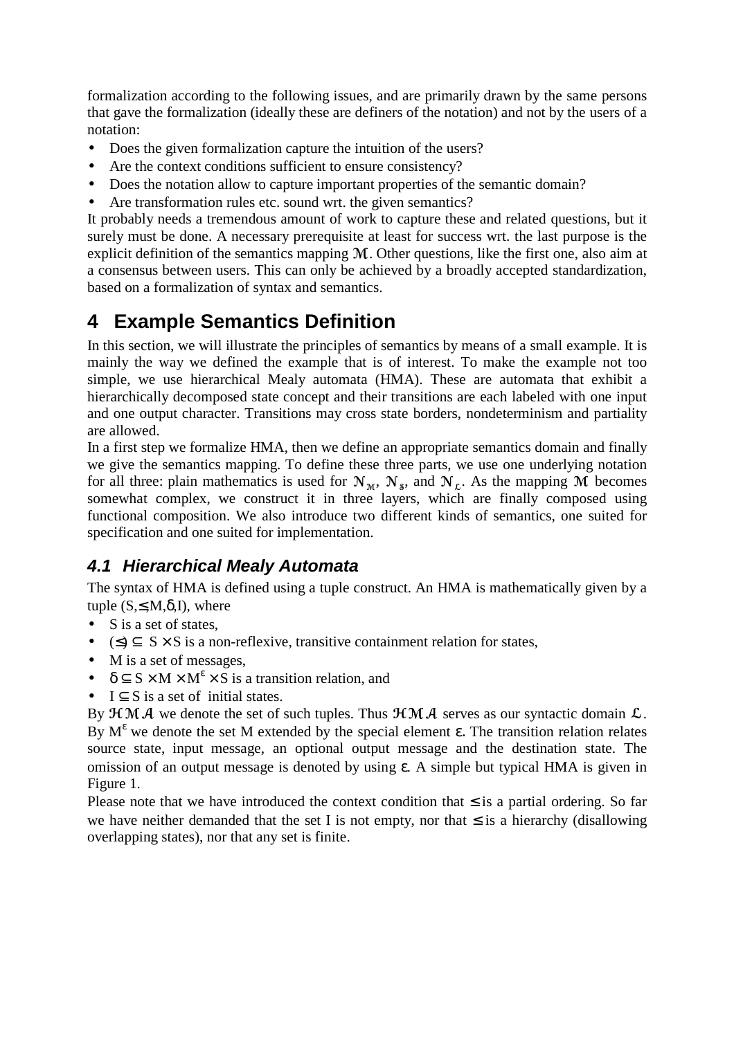formalization according to the following issues, and are primarily drawn by the same persons that gave the formalization (ideally these are definers of the notation) and not by the users of a notation:

- Does the given formalization capture the intuition of the users?
- Are the context conditions sufficient to ensure consistency?
- Does the notation allow to capture important properties of the semantic domain?
- Are transformation rules etc. sound wrt. the given semantics?

It probably needs a tremendous amount of work to capture these and related questions, but it surely must be done. A necessary prerequisite at least for success wrt. the last purpose is the explicit definition of the semantics mapping $\mathcal{M}$. Other questions, like the first one, also aim at a consensus between users. This can only be achieved by a broadly accepted standardization, based on a formalization of syntax and semantics.

# 4 Example Semantics Definition

In this section, we will illustrate the principles of semantics by means of a small example. It is mainly the way we defined the example that is of interest. To make the example not too simple, we use hierarchical Mealy automata (HMA). These are automata that exhibit a hierarchically decomposed state concept and their transitions are each labeled with one input and one output character. Transitions may cross state borders, nondeterminism and partiality are allowed.

In a first step we formalize HMA, then we define an appropriate semantics domain and finally we give the semantics mapping. To define these three parts, we use one underlying notation for all three: plain mathematics is used for $\mathcal{N}_{\mathcal{M}}$, $\mathcal{N}_{\mathcal{S}}$, and $\mathcal{N}_{\mathcal{L}}$. As the mapping $\mathcal{M}$ becomes somewhat complex, we construct it in three layers, which are finally composed using functional composition. We also introduce two different kinds of semantics, one suited for specification and one suited for implementation.

## *4.1 Hierarchical Mealy Automata*

The syntax of HMA is defined using a tuple construct. An HMA is mathematically given by a tuple $(S,\leq,M,\delta,I)$, where

- S is a set of states,
- $(\leq) \subseteq S \times S$ is a non-reflexive, transitive containment relation for states,
- M is a set of messages,
- $\delta \subseteq S \times M \times M^{\varepsilon} \times S$ is a transition relation, and
- $I \subseteq S$ is a set of initial states.

By $\mathcal{HMA}$ we denote the set of such tuples. Thus $\mathcal{HMA}$ serves as our syntactic domain $\mathcal{L}$. By $M^{\varepsilon}$ we denote the set M extended by the special element $\varepsilon$. The transition relation relates source state, input message, an optional output message and the destination state. The omission of an output message is denoted by using $\varepsilon$. A simple but typical HMA is given in Figure 1.

Please note that we have introduced the context condition that $\leq$ is a partial ordering. So far we have neither demanded that the set I is not empty, nor that $\leq$ is a hierarchy (disallowing overlapping states), nor that any set is finite.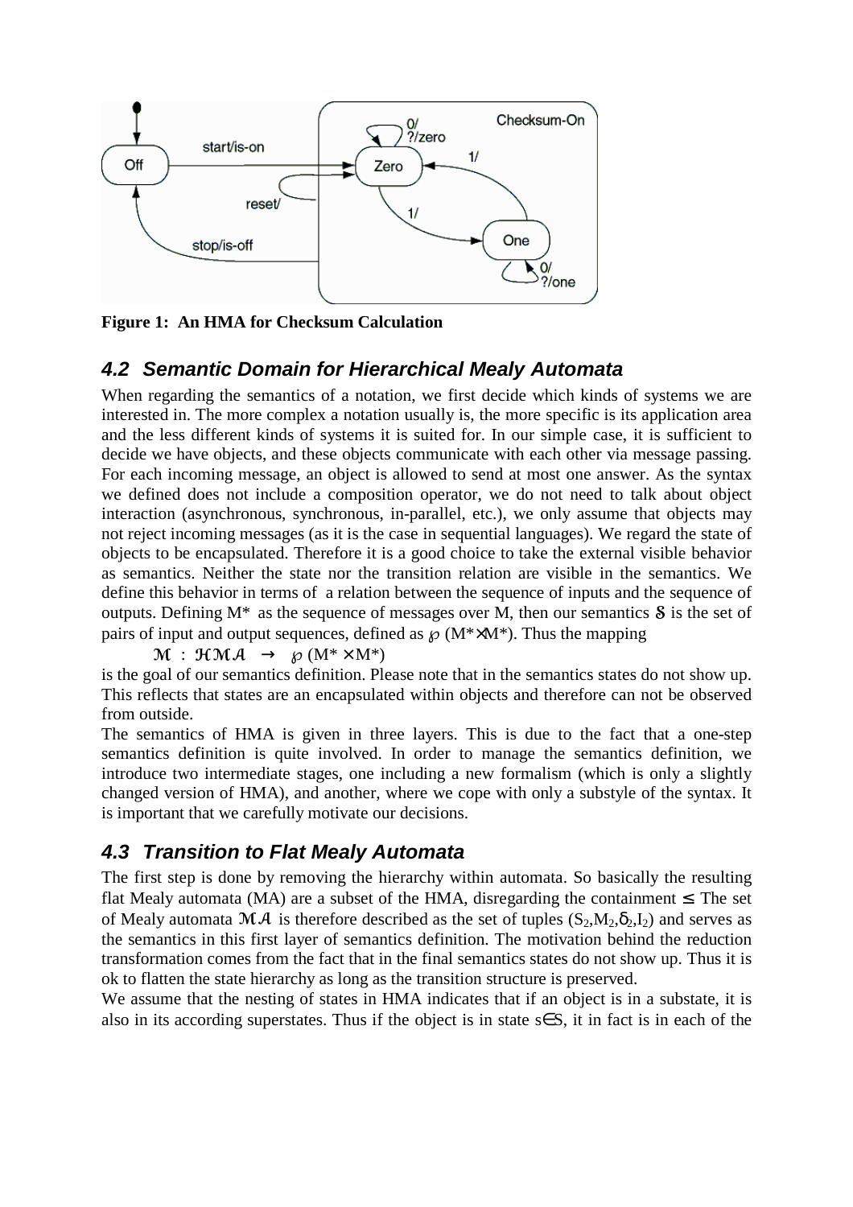**Figure 1: An HMA for Checksum Calculation**

## *4.2 Semantic Domain for Hierarchical Mealy Automata*

When regarding the semantics of a notation, we first decide which kinds of systems we are interested in. The more complex a notation usually is, the more specific is its application area and the less different kinds of systems it is suited for. In our simple case, it is sufficient to decide we have objects, and these objects communicate with each other via message passing. For each incoming message, an object is allowed to send at most one answer. As the syntax we defined does not include a composition operator, we do not need to talk about object interaction (asynchronous, synchronous, in-parallel, etc.), we only assume that objects may not reject incoming messages (as it is the case in sequential languages). We regard the state of objects to be encapsulated. Therefore it is a good choice to take the external visible behavior as semantics. Neither the state nor the transition relation are visible in the semantics. We define this behavior in terms of a relation between the sequence of inputs and the sequence of outputs. Defining $M^*$ as the sequence of messages over M, then our semantics $\mathcal{S}$ is the set of pairs of input and output sequences, defined as $\wp(M^* \times M^*)$. Thus the mapping

$$\mathcal{M} : \mathcal{HMA} \rightarrow \wp(M^* \times M^*)$$

is the goal of our semantics definition. Please note that in the semantics states do not show up. This reflects that states are an encapsulated within objects and therefore can not be observed from outside.

The semantics of HMA is given in three layers. This is due to the fact that a one-step semantics definition is quite involved. In order to manage the semantics definition, we introduce two intermediate stages, one including a new formalism (which is only a slightly changed version of HMA), and another, where we cope with only a substyle of the syntax. It is important that we carefully motivate our decisions.

## *4.3 Transition to Flat Mealy Automata*

The first step is done by removing the hierarchy within automata. So basically the resulting flat Mealy automata (MA) are a subset of the HMA, disregarding the containment $\leq$. The set of Mealy automata $\mathcal{MA}$ is therefore described as the set of tuples $(S_2,M_2,\delta_2,I_2)$ and serves as the semantics in this first layer of semantics definition. The motivation behind the reduction transformation comes from the fact that in the final semantics states do not show up. Thus it is ok to flatten the state hierarchy as long as the transition structure is preserved.

We assume that the nesting of states in HMA indicates that if an object is in a substate, it is also in its according superstates. Thus if the object is in state $s \in S$, it in fact is in each of the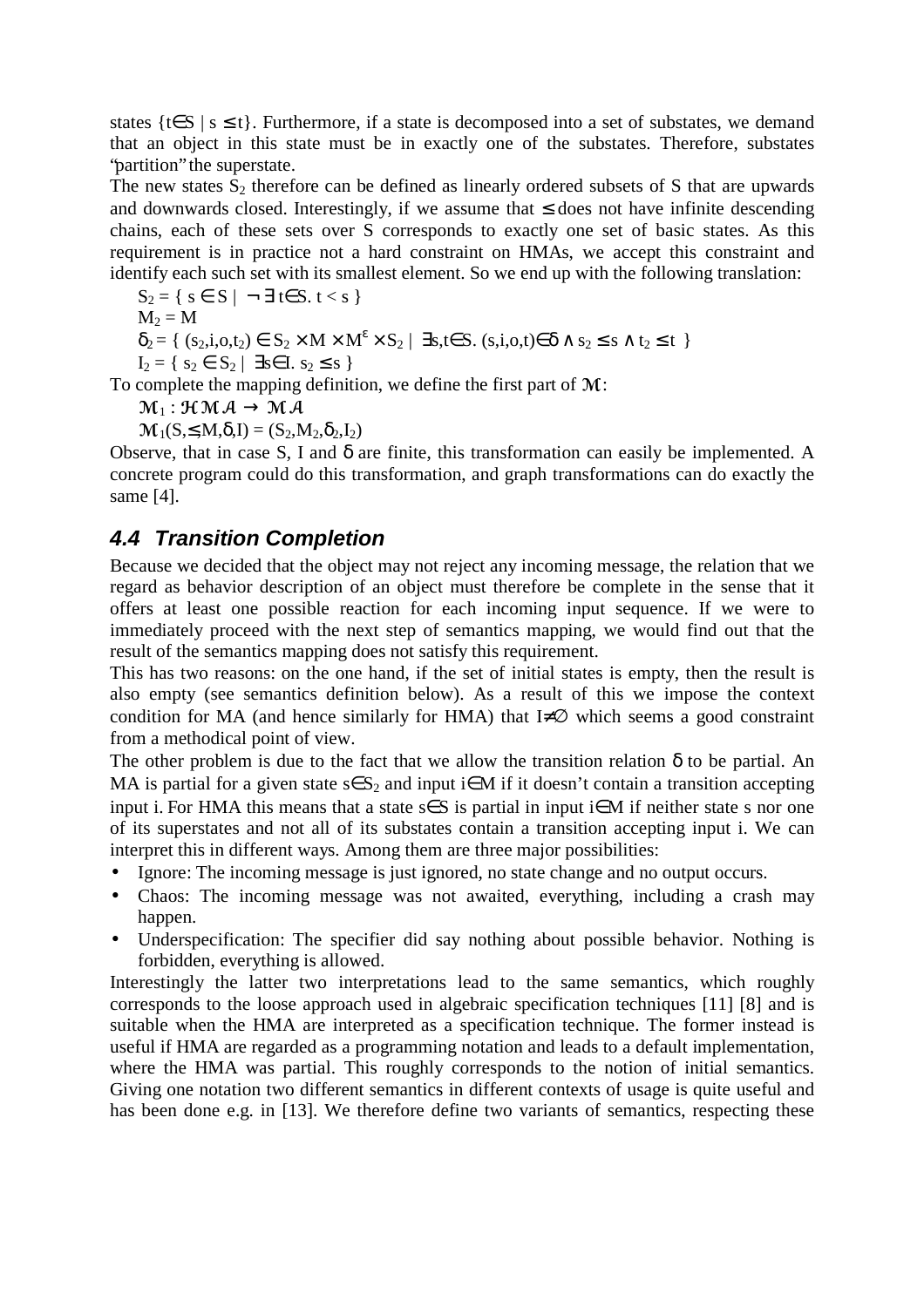states $\{t \in S \mid s \leq t\}$. Furthermore, if a state is decomposed into a set of substates, we demand that an object in this state must be in exactly one of the substates. Therefore, substates "partition" the superstate.

The new states $S_2$ therefore can be defined as linearly ordered subsets of S that are upwards and downwards closed. Interestingly, if we assume that $\leq$ does not have infinite descending chains, each of these sets over S corresponds to exactly one set of basic states. As this requirement is in practice not a hard constraint on HMAs, we accept this constraint and identify each such set with its smallest element. So we end up with the following translation:

$$S_2 = \{ s \in S \mid \neg \exists t \in S.\ t < s \}$$

$$M_2 = M$$

$$\delta_2 = \{ (s_2,i,o,t_2) \in S_2 \times M \times M^{\varepsilon} \times S_2 \mid \exists s,t \in S.\ (s,i,o,t) \in \delta \wedge s_2 \leq s \wedge t_2 \leq t \}$$

$$I_2 = \{ s_2 \in S_2 \mid \exists s \in I.\ s_2 \leq s \}$$

To complete the mapping definition, we define the first part of $\mathcal{M}$:

$$\mathcal{M}_1 : \mathcal{HMA} \rightarrow \mathcal{MA}$$

$$\mathcal{M}_1(S,\leq,M,\delta,I) = (S_2,M_2,\delta_2,I_2)$$

Observe, that in case S, I and $\delta$ are finite, this transformation can easily be implemented. A concrete program could do this transformation, and graph transformations can do exactly the same [4].

## 4.4 Transition Completion

Because we decided that the object may not reject any incoming message, the relation that we regard as behavior description of an object must therefore be complete in the sense that it offers at least one possible reaction for each incoming input sequence. If we were to immediately proceed with the next step of semantics mapping, we would find out that the result of the semantics mapping does not satisfy this requirement.

This has two reasons: on the one hand, if the set of initial states is empty, then the result is also empty (see semantics definition below). As a result of this we impose the context condition for MA (and hence similarly for HMA) that $I \neq \emptyset$ which seems a good constraint from a methodical point of view.

The other problem is due to the fact that we allow the transition relation $\delta$ to be partial. An MA is partial for a given state $s \in S_2$ and input $i \in M$ if it doesn't contain a transition accepting input i. For HMA this means that a state $s \in S$ is partial in input $i \in M$ if neither state s nor one of its superstates and not all of its substates contain a transition accepting input i. We can interpret this in different ways. Among them are three major possibilities:

- Ignore: The incoming message is just ignored, no state change and no output occurs.
- Chaos: The incoming message was not awaited, everything, including a crash may happen.
- Underspecification: The specifier did say nothing about possible behavior. Nothing is forbidden, everything is allowed.

Interestingly the latter two interpretations lead to the same semantics, which roughly corresponds to the loose approach used in algebraic specification techniques [11] [8] and is suitable when the HMA are interpreted as a specification technique. The former instead is useful if HMA are regarded as a programming notation and leads to a default implementation, where the HMA was partial. This roughly corresponds to the notion of initial semantics. Giving one notation two different semantics in different contexts of usage is quite useful and has been done e.g. in [13]. We therefore define two variants of semantics, respecting these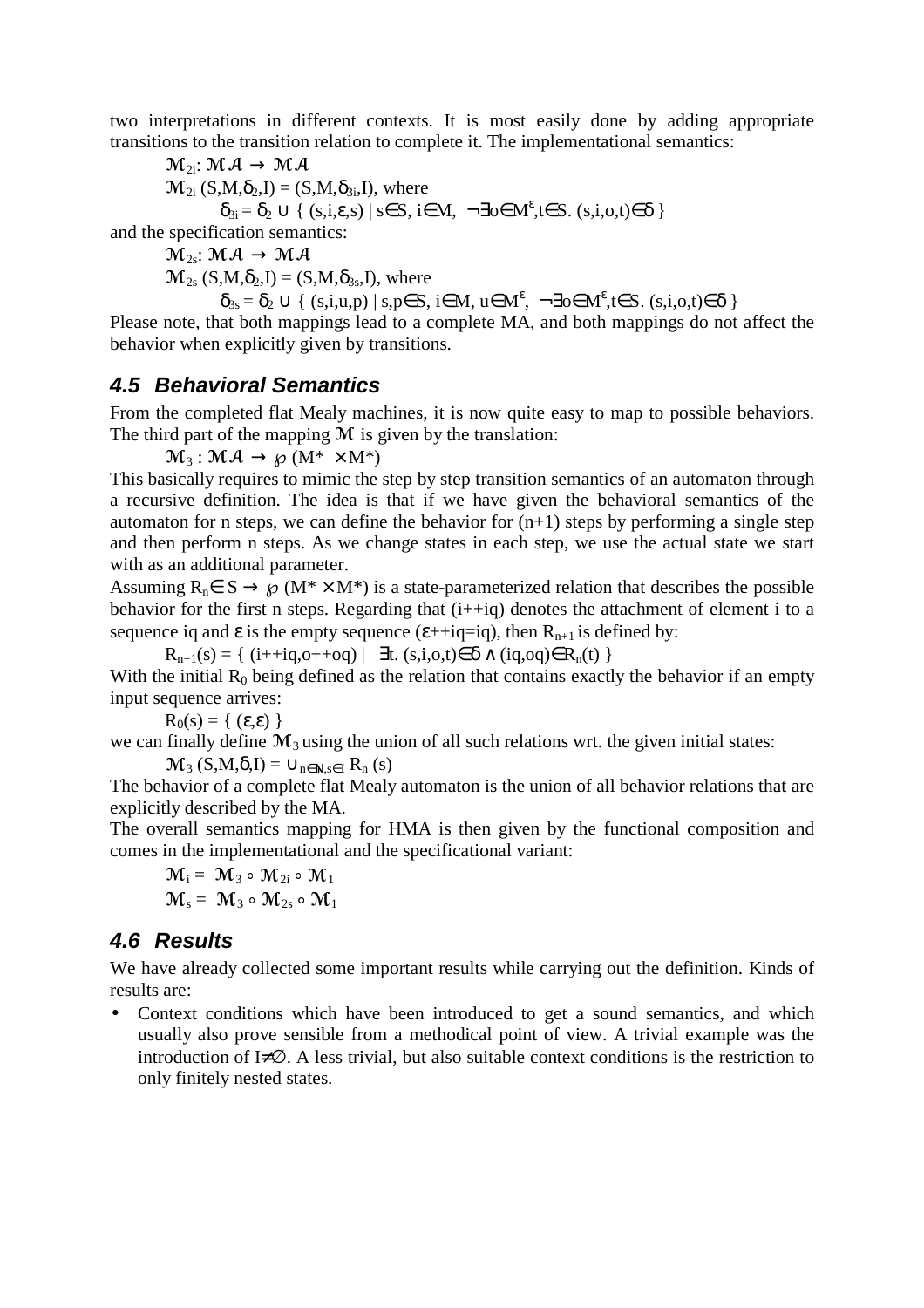two interpretations in different contexts. It is most easily done by adding appropriate transitions to the transition relation to complete it. The implementational semantics:

$$\mathcal{M}_{2i}: \mathcal{MA} \rightarrow \mathcal{MA}$$

$$\mathcal{M}_{2i}\,(S,M,\delta_2,I) = (S,M,\delta_{3i},I), \text{ where}$$

$$\delta_{3i} = \delta_2 \cup \{\, (s,i,\varepsilon,s) \mid s\in S,\ i\in M,\ \neg\exists o\in M^{\varepsilon}, t\in S.\ (s,i,o,t)\in\delta \,\}$$

and the specification semantics:

$$\mathcal{M}_{2s}: \mathcal{MA} \rightarrow \mathcal{MA}$$

$$\mathcal{M}_{2s}\,(S,M,\delta_2,I) = (S,M,\delta_{3s},I), \text{ where}$$

$$\delta_{3s} = \delta_2 \cup \{\, (s,i,u,p) \mid s,p\in S,\ i\in M,\ u\in M^{\varepsilon},\ \neg\exists o\in M^{\varepsilon}, t\in S.\ (s,i,o,t)\in\delta \,\}$$

Please note, that both mappings lead to a complete MA, and both mappings do not affect the behavior when explicitly given by transitions.

### 4.5 Behavioral Semantics

From the completed flat Mealy machines, it is now quite easy to map to possible behaviors. The third part of the mapping $\mathcal{M}$ is given by the translation:

$$\mathcal{M}_3 : \mathcal{MA} \rightarrow \wp\,(M^* \times M^*)$$

This basically requires to mimic the step by step transition semantics of an automaton through a recursive definition. The idea is that if we have given the behavioral semantics of the automaton for n steps, we can define the behavior for (n+1) steps by performing a single step and then perform n steps. As we change states in each step, we use the actual state we start with as an additional parameter.

Assuming $R_n \in S \rightarrow \wp\,(M^* \times M^*)$ is a state-parameterized relation that describes the possible behavior for the first n steps. Regarding that (i++iq) denotes the attachment of element i to a sequence iq and $\varepsilon$ is the empty sequence ($\varepsilon$++iq=iq), then $R_{n+1}$ is defined by:

$$R_{n+1}(s) = \{\, (i{+}{+}iq, o{+}{+}oq) \mid \exists t.\ (s,i,o,t)\in\delta \wedge (iq,oq)\in R_n(t) \,\}$$

With the initial $R_0$ being defined as the relation that contains exactly the behavior if an empty input sequence arrives:

$$R_0(s) = \{\, (\varepsilon,\varepsilon) \,\}$$

we can finally define $\mathcal{M}_3$ using the union of all such relations wrt. the given initial states:

$$\mathcal{M}_3\,(S,M,\delta,I) = \cup_{n\in\mathbb{N}, s\in I}\ R_n\,(s)$$

The behavior of a complete flat Mealy automaton is the union of all behavior relations that are explicitly described by the MA.

The overall semantics mapping for HMA is then given by the functional composition and comes in the implementational and the specificational variant:

$$\mathcal{M}_i = \mathcal{M}_3 \circ \mathcal{M}_{2i} \circ \mathcal{M}_1$$

$$\mathcal{M}_s = \mathcal{M}_3 \circ \mathcal{M}_{2s} \circ \mathcal{M}_1$$

### 4.6 Results

We have already collected some important results while carrying out the definition. Kinds of results are:

- Context conditions which have been introduced to get a sound semantics, and which usually also prove sensible from a methodical point of view. A trivial example was the introduction of $I\neq\emptyset$. A less trivial, but also suitable context conditions is the restriction to only finitely nested states.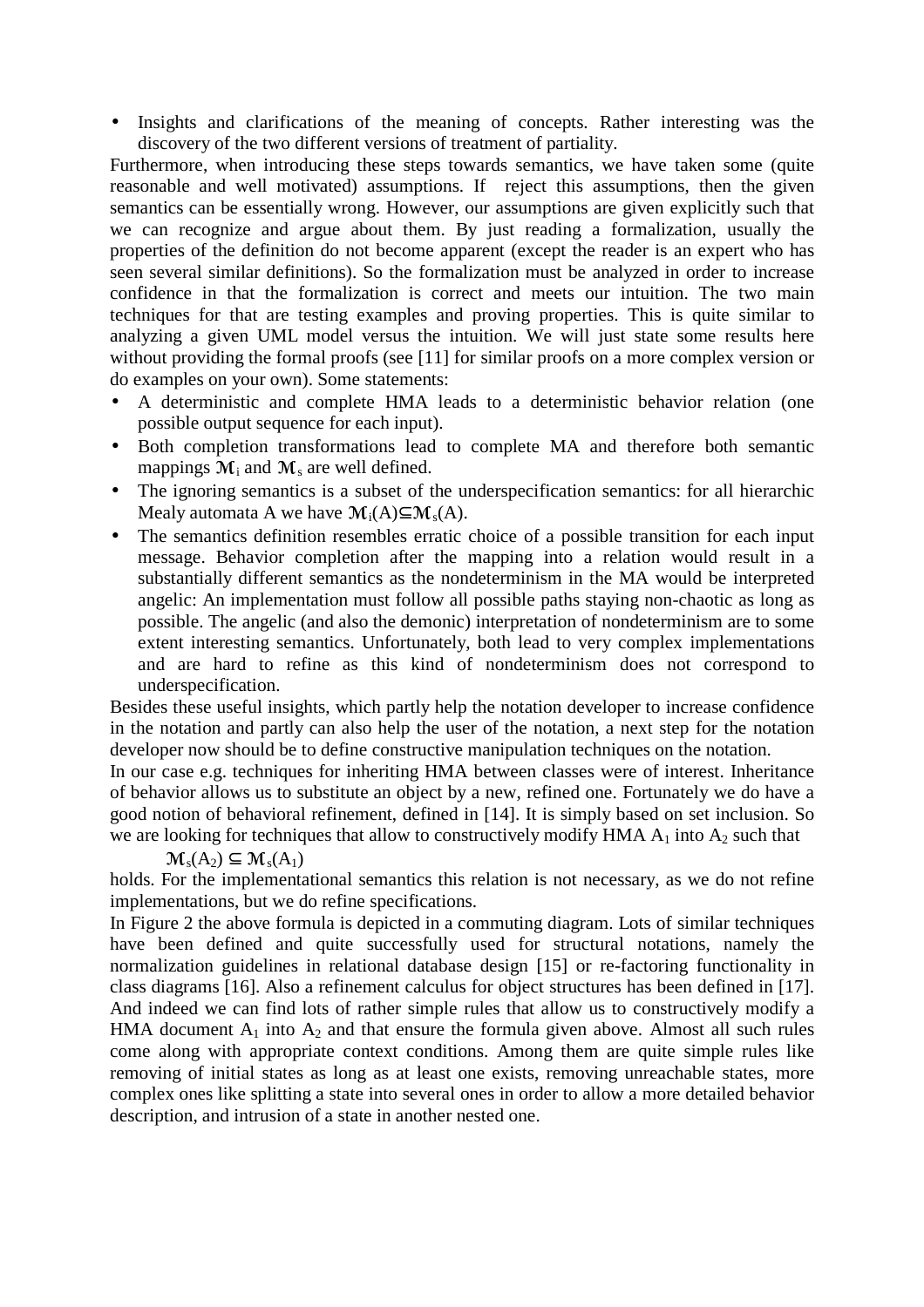- Insights and clarifications of the meaning of concepts. Rather interesting was the discovery of the two different versions of treatment of partiality.

Furthermore, when introducing these steps towards semantics, we have taken some (quite reasonable and well motivated) assumptions. If reject this assumptions, then the given semantics can be essentially wrong. However, our assumptions are given explicitly such that we can recognize and argue about them. By just reading a formalization, usually the properties of the definition do not become apparent (except the reader is an expert who has seen several similar definitions). So the formalization must be analyzed in order to increase confidence in that the formalization is correct and meets our intuition. The two main techniques for that are testing examples and proving properties. This is quite similar to analyzing a given UML model versus the intuition. We will just state some results here without providing the formal proofs (see [11] for similar proofs on a more complex version or do examples on your own). Some statements:

- A deterministic and complete HMA leads to a deterministic behavior relation (one possible output sequence for each input).
- Both completion transformations lead to complete MA and therefore both semantic mappings $\mathcal{M}_i$ and $\mathcal{M}_s$ are well defined.
- The ignoring semantics is a subset of the underspecification semantics: for all hierarchic Mealy automata A we have $\mathcal{M}_i(A) \subseteq \mathcal{M}_s(A)$.
- The semantics definition resembles erratic choice of a possible transition for each input message. Behavior completion after the mapping into a relation would result in a substantially different semantics as the nondeterminism in the MA would be interpreted angelic: An implementation must follow all possible paths staying non-chaotic as long as possible. The angelic (and also the demonic) interpretation of nondeterminism are to some extent interesting semantics. Unfortunately, both lead to very complex implementations and are hard to refine as this kind of nondeterminism does not correspond to underspecification.

Besides these useful insights, which partly help the notation developer to increase confidence in the notation and partly can also help the user of the notation, a next step for the notation developer now should be to define constructive manipulation techniques on the notation.

In our case e.g. techniques for inheriting HMA between classes were of interest. Inheritance of behavior allows us to substitute an object by a new, refined one. Fortunately we do have a good notion of behavioral refinement, defined in [14]. It is simply based on set inclusion. So we are looking for techniques that allow to constructively modify HMA $A_1$ into $A_2$ such that

$$\mathcal{M}_s(A_2) \subseteq \mathcal{M}_s(A_1)$$

holds. For the implementational semantics this relation is not necessary, as we do not refine implementations, but we do refine specifications.

In Figure 2 the above formula is depicted in a commuting diagram. Lots of similar techniques have been defined and quite successfully used for structural notations, namely the normalization guidelines in relational database design [15] or re-factoring functionality in class diagrams [16]. Also a refinement calculus for object structures has been defined in [17]. And indeed we can find lots of rather simple rules that allow us to constructively modify a HMA document $A_1$ into $A_2$ and that ensure the formula given above. Almost all such rules come along with appropriate context conditions. Among them are quite simple rules like removing of initial states as long as at least one exists, removing unreachable states, more complex ones like splitting a state into several ones in order to allow a more detailed behavior description, and intrusion of a state in another nested one.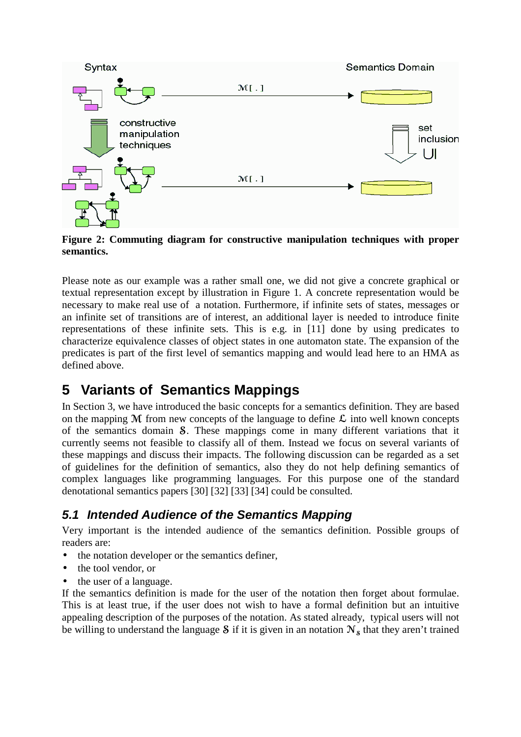Figure 2: Commuting diagram for constructive manipulation techniques with proper semantics.

Please note as our example was a rather small one, we did not give a concrete graphical or textual representation except by illustration in Figure 1. A concrete representation would be necessary to make real use of a notation. Furthermore, if infinite sets of states, messages or an infinite set of transitions are of interest, an additional layer is needed to introduce finite representations of these infinite sets. This is e.g. in [11] done by using predicates to characterize equivalence classes of object states in one automaton state. The expansion of the predicates is part of the first level of semantics mapping and would lead here to an HMA as defined above.

# 5 Variants of Semantics Mappings

In Section 3, we have introduced the basic concepts for a semantics definition. They are based on the mapping $\mathcal{M}$ from new concepts of the language to define $\mathcal{L}$ into well known concepts of the semantics domain $\mathcal{S}$. These mappings come in many different variations that it currently seems not feasible to classify all of them. Instead we focus on several variants of these mappings and discuss their impacts. The following discussion can be regarded as a set of guidelines for the definition of semantics, also they do not help defining semantics of complex languages like programming languages. For this purpose one of the standard denotational semantics papers [30] [32] [33] [34] could be consulted.

## 5.1 Intended Audience of the Semantics Mapping

Very important is the intended audience of the semantics definition. Possible groups of readers are:

- the notation developer or the semantics definer,
- the tool vendor, or
- the user of a language.

If the semantics definition is made for the user of the notation then forget about formulae. This is at least true, if the user does not wish to have a formal definition but an intuitive appealing description of the purposes of the notation. As stated already, typical users will not be willing to understand the language $\mathcal{S}$ if it is given in an notation $\mathcal{N}_{\mathcal{S}}$ that they aren't trained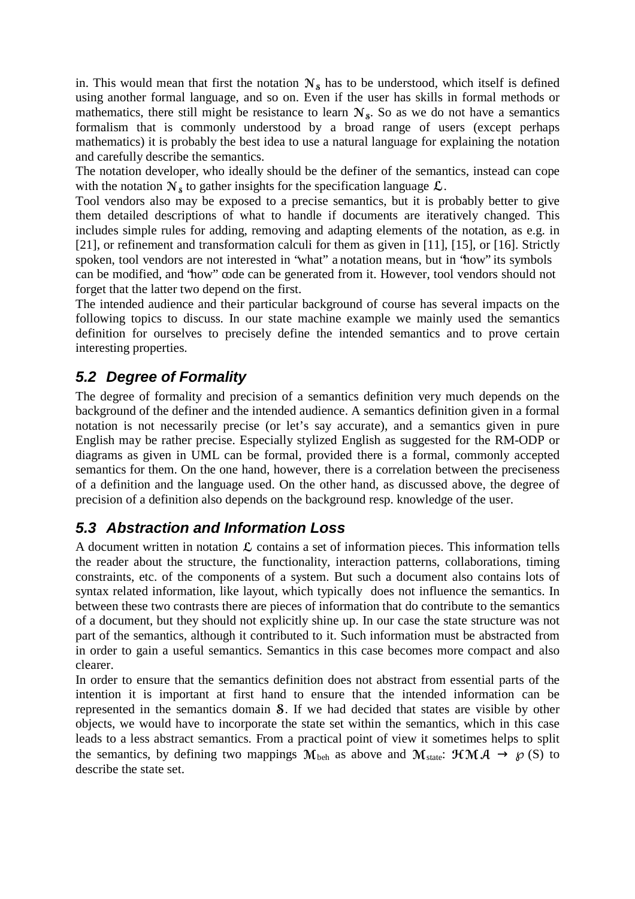in. This would mean that first the notation $\mathcal{N}_{\mathcal{S}}$ has to be understood, which itself is defined using another formal language, and so on. Even if the user has skills in formal methods or mathematics, there still might be resistance to learn $\mathcal{N}_{\mathcal{S}}$. So as we do not have a semantics formalism that is commonly understood by a broad range of users (except perhaps mathematics) it is probably the best idea to use a natural language for explaining the notation and carefully describe the semantics.

The notation developer, who ideally should be the definer of the semantics, instead can cope with the notation $\mathcal{N}_{\mathcal{S}}$ to gather insights for the specification language $\mathcal{L}$.

Tool vendors also may be exposed to a precise semantics, but it is probably better to give them detailed descriptions of what to handle if documents are iteratively changed. This includes simple rules for adding, removing and adapting elements of the notation, as e.g. in [21], or refinement and transformation calculi for them as given in [11], [15], or [16]. Strictly spoken, tool vendors are not interested in "what" a notation means, but in "how" its symbols can be modified, and "how" code can be generated from it. However, tool vendors should not forget that the latter two depend on the first.

The intended audience and their particular background of course has several impacts on the following topics to discuss. In our state machine example we mainly used the semantics definition for ourselves to precisely define the intended semantics and to prove certain interesting properties.

## *5.2 Degree of Formality*

The degree of formality and precision of a semantics definition very much depends on the background of the definer and the intended audience. A semantics definition given in a formal notation is not necessarily precise (or let's say accurate), and a semantics given in pure English may be rather precise. Especially stylized English as suggested for the RM-ODP or diagrams as given in UML can be formal, provided there is a formal, commonly accepted semantics for them. On the one hand, however, there is a correlation between the preciseness of a definition and the language used. On the other hand, as discussed above, the degree of precision of a definition also depends on the background resp. knowledge of the user.

## *5.3 Abstraction and Information Loss*

A document written in notation $\mathcal{L}$ contains a set of information pieces. This information tells the reader about the structure, the functionality, interaction patterns, collaborations, timing constraints, etc. of the components of a system. But such a document also contains lots of syntax related information, like layout, which typically does not influence the semantics. In between these two contrasts there are pieces of information that do contribute to the semantics of a document, but they should not explicitly shine up. In our case the state structure was not part of the semantics, although it contributed to it. Such information must be abstracted from in order to gain a useful semantics. Semantics in this case becomes more compact and also clearer.

In order to ensure that the semantics definition does not abstract from essential parts of the intention it is important at first hand to ensure that the intended information can be represented in the semantics domain $\mathcal{S}$. If we had decided that states are visible by other objects, we would have to incorporate the state set within the semantics, which in this case leads to a less abstract semantics. From a practical point of view it sometimes helps to split the semantics, by defining two mappings $\mathcal{M}_{beh}$ as above and $\mathcal{M}_{state}$: $\mathcal{HMA} \rightarrow \wp(S)$ to describe the state set.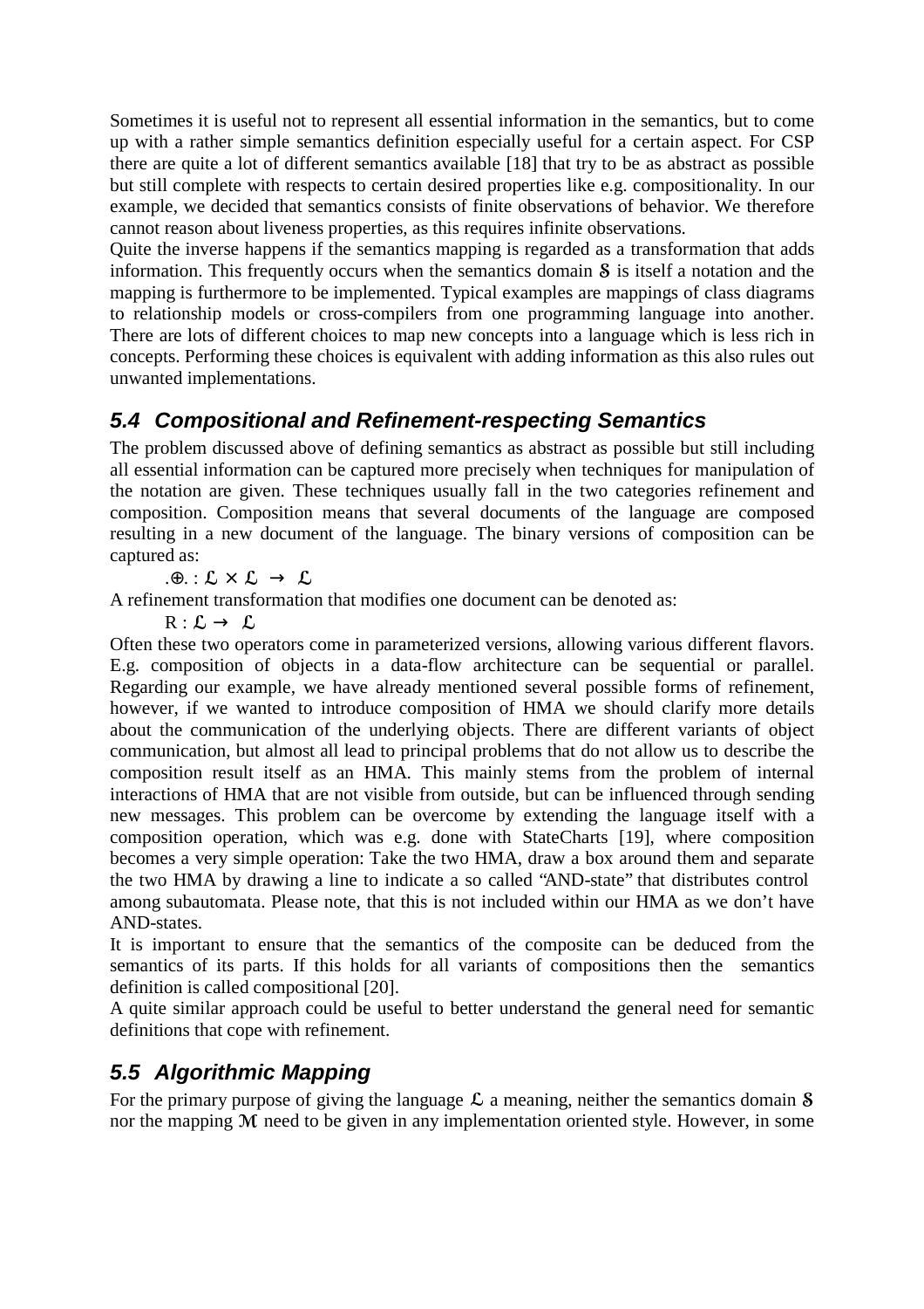Sometimes it is useful not to represent all essential information in the semantics, but to come up with a rather simple semantics definition especially useful for a certain aspect. For CSP there are quite a lot of different semantics available [18] that try to be as abstract as possible but still complete with respects to certain desired properties like e.g. compositionality. In our example, we decided that semantics consists of finite observations of behavior. We therefore cannot reason about liveness properties, as this requires infinite observations.

Quite the inverse happens if the semantics mapping is regarded as a transformation that adds information. This frequently occurs when the semantics domain $\mathcal{S}$ is itself a notation and the mapping is furthermore to be implemented. Typical examples are mappings of class diagrams to relationship models or cross-compilers from one programming language into another. There are lots of different choices to map new concepts into a language which is less rich in concepts. Performing these choices is equivalent with adding information as this also rules out unwanted implementations.

## 5.4 Compositional and Refinement-respecting Semantics

The problem discussed above of defining semantics as abstract as possible but still including all essential information can be captured more precisely when techniques for manipulation of the notation are given. These techniques usually fall in the two categories refinement and composition. Composition means that several documents of the language are composed resulting in a new document of the language. The binary versions of composition can be captured as:

$$.\oplus. : \mathcal{L} \times \mathcal{L} \rightarrow \mathcal{L}$$

A refinement transformation that modifies one document can be denoted as:

$$R : \mathcal{L} \rightarrow \mathcal{L}$$

Often these two operators come in parameterized versions, allowing various different flavors. E.g. composition of objects in a data-flow architecture can be sequential or parallel. Regarding our example, we have already mentioned several possible forms of refinement, however, if we wanted to introduce composition of HMA we should clarify more details about the communication of the underlying objects. There are different variants of object communication, but almost all lead to principal problems that do not allow us to describe the composition result itself as an HMA. This mainly stems from the problem of internal interactions of HMA that are not visible from outside, but can be influenced through sending new messages. This problem can be overcome by extending the language itself with a composition operation, which was e.g. done with StateCharts [19], where composition becomes a very simple operation: Take the two HMA, draw a box around them and separate the two HMA by drawing a line to indicate a so called "AND-state" that distributes control among subautomata. Please note, that this is not included within our HMA as we don't have AND-states.

It is important to ensure that the semantics of the composite can be deduced from the semantics of its parts. If this holds for all variants of compositions then the semantics definition is called compositional [20].

A quite similar approach could be useful to better understand the general need for semantic definitions that cope with refinement.

## 5.5 Algorithmic Mapping

For the primary purpose of giving the language $\mathcal{L}$ a meaning, neither the semantics domain $\mathcal{S}$ nor the mapping $\mathcal{M}$ need to be given in any implementation oriented style. However, in some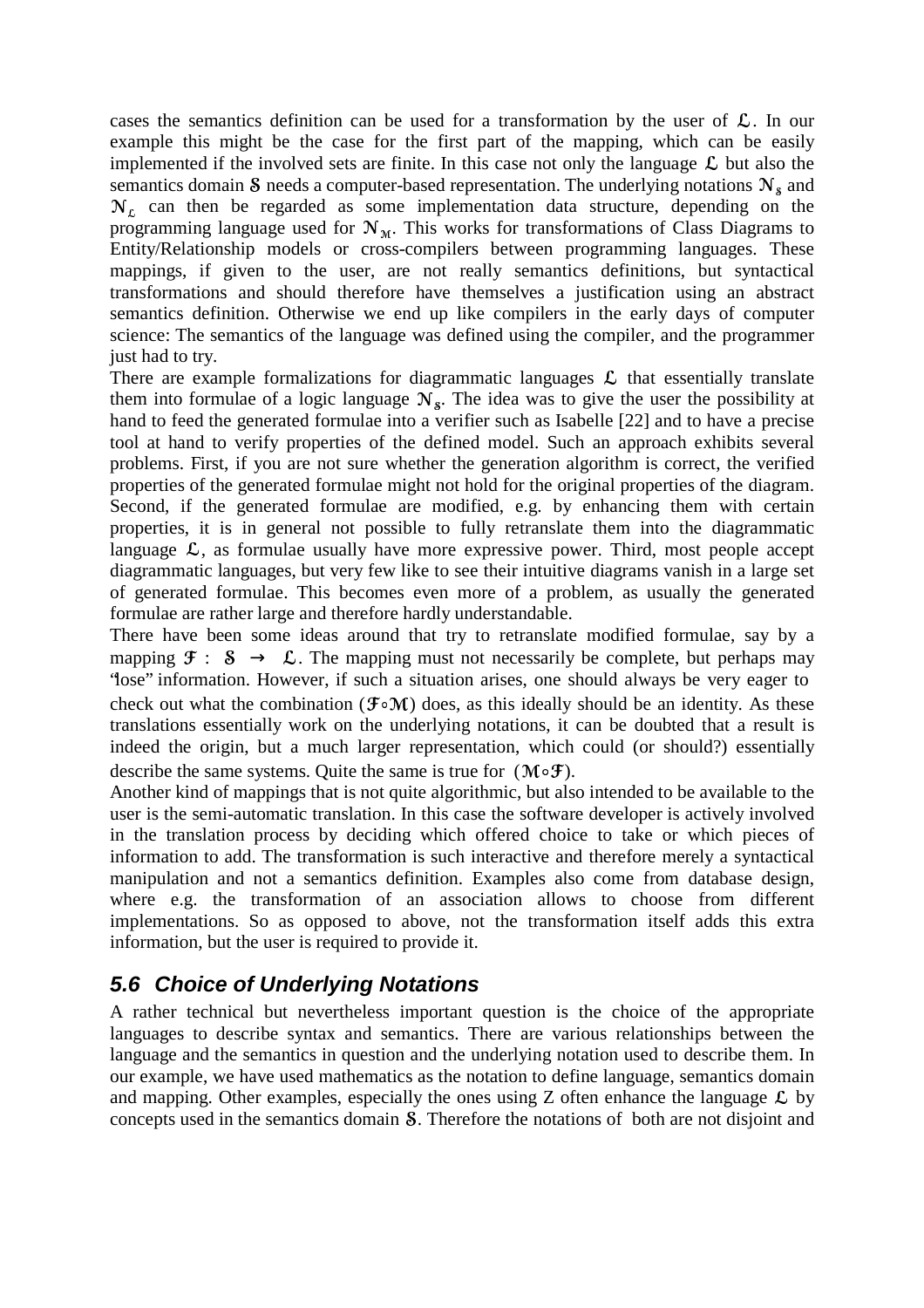cases the semantics definition can be used for a transformation by the user of $\mathcal{L}$. In our example this might be the case for the first part of the mapping, which can be easily implemented if the involved sets are finite. In this case not only the language $\mathcal{L}$ but also the semantics domain $\mathcal{S}$ needs a computer-based representation. The underlying notations $\mathcal{N}_{\mathcal{S}}$ and $\mathcal{N}_{\mathcal{L}}$ can then be regarded as some implementation data structure, depending on the programming language used for $\mathcal{N}_{\mathcal{M}}$. This works for transformations of Class Diagrams to Entity/Relationship models or cross-compilers between programming languages. These mappings, if given to the user, are not really semantics definitions, but syntactical transformations and should therefore have themselves a justification using an abstract semantics definition. Otherwise we end up like compilers in the early days of computer science: The semantics of the language was defined using the compiler, and the programmer just had to try.

There are example formalizations for diagrammatic languages $\mathcal{L}$ that essentially translate them into formulae of a logic language $\mathcal{N}_{\mathcal{S}}$. The idea was to give the user the possibility at hand to feed the generated formulae into a verifier such as Isabelle [22] and to have a precise tool at hand to verify properties of the defined model. Such an approach exhibits several problems. First, if you are not sure whether the generation algorithm is correct, the verified properties of the generated formulae might not hold for the original properties of the diagram. Second, if the generated formulae are modified, e.g. by enhancing them with certain properties, it is in general not possible to fully retranslate them into the diagrammatic language $\mathcal{L}$, as formulae usually have more expressive power. Third, most people accept diagrammatic languages, but very few like to see their intuitive diagrams vanish in a large set of generated formulae. This becomes even more of a problem, as usually the generated formulae are rather large and therefore hardly understandable.

There have been some ideas around that try to retranslate modified formulae, say by a mapping $\mathcal{F} : \mathcal{S} \rightarrow \mathcal{L}$. The mapping must not necessarily be complete, but perhaps may "lose" information. However, if such a situation arises, one should always be very eager to check out what the combination $(\mathcal{F} \circ \mathcal{M})$ does, as this ideally should be an identity. As these translations essentially work on the underlying notations, it can be doubted that a result is indeed the origin, but a much larger representation, which could (or should?) essentially describe the same systems. Quite the same is true for $(\mathcal{M} \circ \mathcal{F})$.

Another kind of mappings that is not quite algorithmic, but also intended to be available to the user is the semi-automatic translation. In this case the software developer is actively involved in the translation process by deciding which offered choice to take or which pieces of information to add. The transformation is such interactive and therefore merely a syntactical manipulation and not a semantics definition. Examples also come from database design, where e.g. the transformation of an association allows to choose from different implementations. So as opposed to above, not the transformation itself adds this extra information, but the user is required to provide it.

## *5.6 Choice of Underlying Notations*

A rather technical but nevertheless important question is the choice of the appropriate languages to describe syntax and semantics. There are various relationships between the language and the semantics in question and the underlying notation used to describe them. In our example, we have used mathematics as the notation to define language, semantics domain and mapping. Other examples, especially the ones using Z often enhance the language $\mathcal{L}$ by concepts used in the semantics domain $\mathcal{S}$. Therefore the notations of both are not disjoint and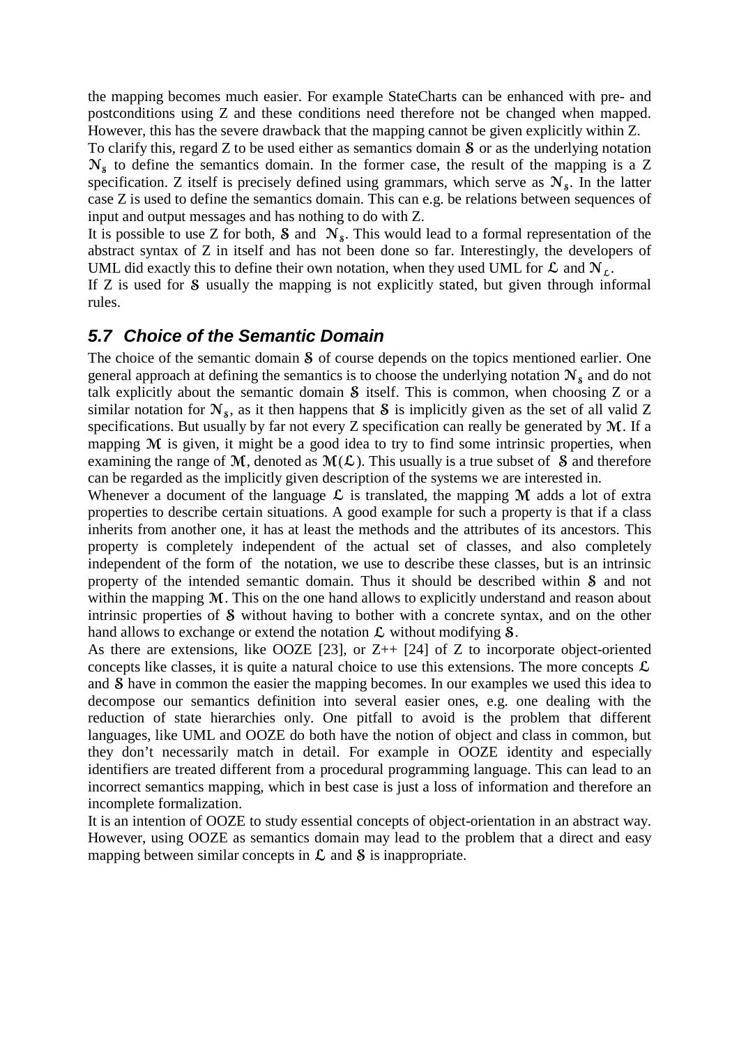the mapping becomes much easier. For example StateCharts can be enhanced with pre- and postconditions using Z and these conditions need therefore not be changed when mapped. However, this has the severe drawback that the mapping cannot be given explicitly within Z.

To clarify this, regard Z to be used either as semantics domain $\mathfrak{S}$ or as the underlying notation $\mathfrak{N}_{\mathfrak{S}}$ to define the semantics domain. In the former case, the result of the mapping is a Z specification. Z itself is precisely defined using grammars, which serve as $\mathfrak{N}_{\mathfrak{S}}$. In the latter case Z is used to define the semantics domain. This can e.g. be relations between sequences of input and output messages and has nothing to do with Z.

It is possible to use Z for both, $\mathfrak{S}$ and $\mathfrak{N}_{\mathfrak{S}}$. This would lead to a formal representation of the abstract syntax of Z in itself and has not been done so far. Interestingly, the developers of UML did exactly this to define their own notation, when they used UML for $\mathfrak{L}$ and $\mathfrak{N}_{\mathfrak{L}}$.

If Z is used for $\mathfrak{S}$ usually the mapping is not explicitly stated, but given through informal rules.

## *5.7 Choice of the Semantic Domain*

The choice of the semantic domain $\mathfrak{S}$ of course depends on the topics mentioned earlier. One general approach at defining the semantics is to choose the underlying notation $\mathfrak{N}_{\mathfrak{S}}$ and do not talk explicitly about the semantic domain $\mathfrak{S}$ itself. This is common, when choosing Z or a similar notation for $\mathfrak{N}_{\mathfrak{S}}$, as it then happens that $\mathfrak{S}$ is implicitly given as the set of all valid Z specifications. But usually by far not every Z specification can really be generated by $\mathfrak{M}$. If a mapping $\mathfrak{M}$ is given, it might be a good idea to try to find some intrinsic properties, when examining the range of $\mathfrak{M}$, denoted as $\mathfrak{M}(\mathfrak{L})$. This usually is a true subset of $\mathfrak{S}$ and therefore can be regarded as the implicitly given description of the systems we are interested in.

Whenever a document of the language $\mathfrak{L}$ is translated, the mapping $\mathfrak{M}$ adds a lot of extra properties to describe certain situations. A good example for such a property is that if a class inherits from another one, it has at least the methods and the attributes of its ancestors. This property is completely independent of the actual set of classes, and also completely independent of the form of the notation, we use to describe these classes, but is an intrinsic property of the intended semantic domain. Thus it should be described within $\mathfrak{S}$ and not within the mapping $\mathfrak{M}$. This on the one hand allows to explicitly understand and reason about intrinsic properties of $\mathfrak{S}$ without having to bother with a concrete syntax, and on the other hand allows to exchange or extend the notation $\mathfrak{L}$ without modifying $\mathfrak{S}$.

As there are extensions, like OOZE [23], or Z++ [24] of Z to incorporate object-oriented concepts like classes, it is quite a natural choice to use this extensions. The more concepts $\mathfrak{L}$ and $\mathfrak{S}$ have in common the easier the mapping becomes. In our examples we used this idea to decompose our semantics definition into several easier ones, e.g. one dealing with the reduction of state hierarchies only. One pitfall to avoid is the problem that different languages, like UML and OOZE do both have the notion of object and class in common, but they don't necessarily match in detail. For example in OOZE identity and especially identifiers are treated different from a procedural programming language. This can lead to an incorrect semantics mapping, which in best case is just a loss of information and therefore an incomplete formalization.

It is an intention of OOZE to study essential concepts of object-orientation in an abstract way. However, using OOZE as semantics domain may lead to the problem that a direct and easy mapping between similar concepts in $\mathfrak{L}$ and $\mathfrak{S}$ is inappropriate.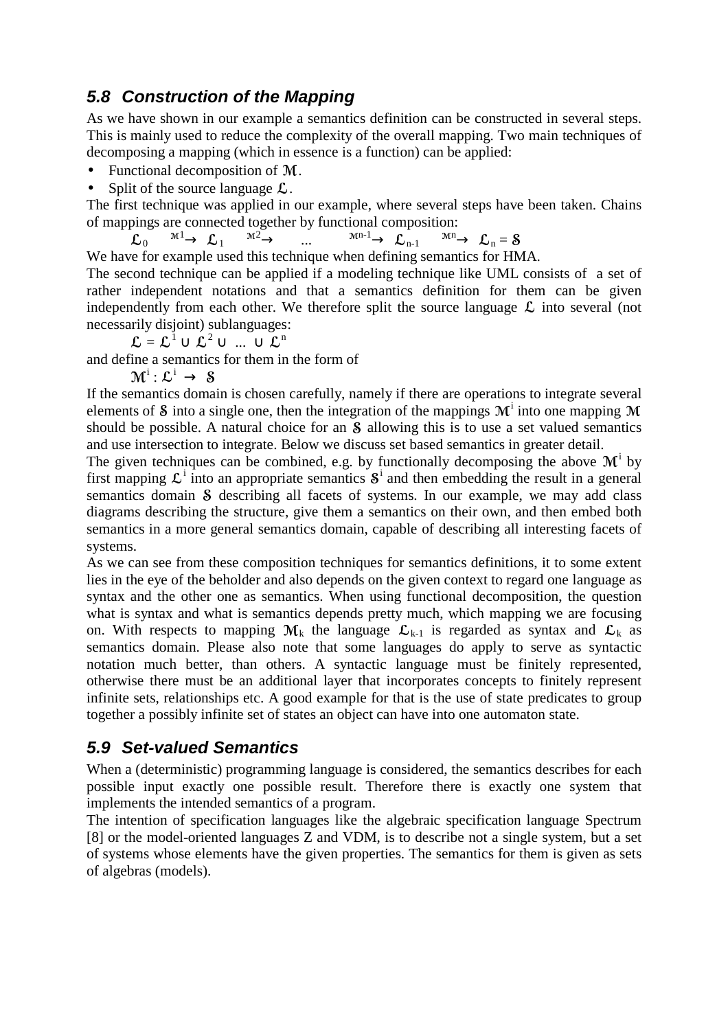## 5.8 Construction of the Mapping

As we have shown in our example a semantics definition can be constructed in several steps. This is mainly used to reduce the complexity of the overall mapping. Two main techniques of decomposing a mapping (which in essence is a function) can be applied:

- Functional decomposition of $\mathcal{M}$.
- Split of the source language $\mathcal{L}$.

The first technique was applied in our example, where several steps have been taken. Chains of mappings are connected together by functional composition:

$$\mathcal{L}_0 \xrightarrow{\mathcal{M}^1} \mathcal{L}_1 \xrightarrow{\mathcal{M}^2} \ldots \xrightarrow{\mathcal{M}^{n-1}} \mathcal{L}_{n-1} \xrightarrow{\mathcal{M}^n} \mathcal{L}_n = \mathcal{S}$$

We have for example used this technique when defining semantics for HMA.

The second technique can be applied if a modeling technique like UML consists of a set of rather independent notations and that a semantics definition for them can be given independently from each other. We therefore split the source language $\mathcal{L}$ into several (not necessarily disjoint) sublanguages:

$$\mathcal{L} = \mathcal{L}^1 \cup \mathcal{L}^2 \cup \ldots \cup \mathcal{L}^n$$

and define a semantics for them in the form of

$$\mathcal{M}^i : \mathcal{L}^i \rightarrow \mathcal{S}$$

If the semantics domain is chosen carefully, namely if there are operations to integrate several elements of $\mathcal{S}$ into a single one, then the integration of the mappings $\mathcal{M}^i$ into one mapping $\mathcal{M}$ should be possible. A natural choice for an $\mathcal{S}$ allowing this is to use a set valued semantics and use intersection to integrate. Below we discuss set based semantics in greater detail.

The given techniques can be combined, e.g. by functionally decomposing the above $\mathcal{M}^i$ by first mapping $\mathcal{L}^i$ into an appropriate semantics $\mathcal{S}^i$ and then embedding the result in a general semantics domain $\mathcal{S}$ describing all facets of systems. In our example, we may add class diagrams describing the structure, give them a semantics on their own, and then embed both semantics in a more general semantics domain, capable of describing all interesting facets of systems.

As we can see from these composition techniques for semantics definitions, it to some extent lies in the eye of the beholder and also depends on the given context to regard one language as syntax and the other one as semantics. When using functional decomposition, the question what is syntax and what is semantics depends pretty much, which mapping we are focusing on. With respects to mapping $\mathcal{M}_k$ the language $\mathcal{L}_{k-1}$ is regarded as syntax and $\mathcal{L}_k$ as semantics domain. Please also note that some languages do apply to serve as syntactic notation much better, than others. A syntactic language must be finitely represented, otherwise there must be an additional layer that incorporates concepts to finitely represent infinite sets, relationships etc. A good example for that is the use of state predicates to group together a possibly infinite set of states an object can have into one automaton state.

## 5.9 Set-valued Semantics

When a (deterministic) programming language is considered, the semantics describes for each possible input exactly one possible result. Therefore there is exactly one system that implements the intended semantics of a program.

The intention of specification languages like the algebraic specification language Spectrum [8] or the model-oriented languages Z and VDM, is to describe not a single system, but a set of systems whose elements have the given properties. The semantics for them is given as sets of algebras (models).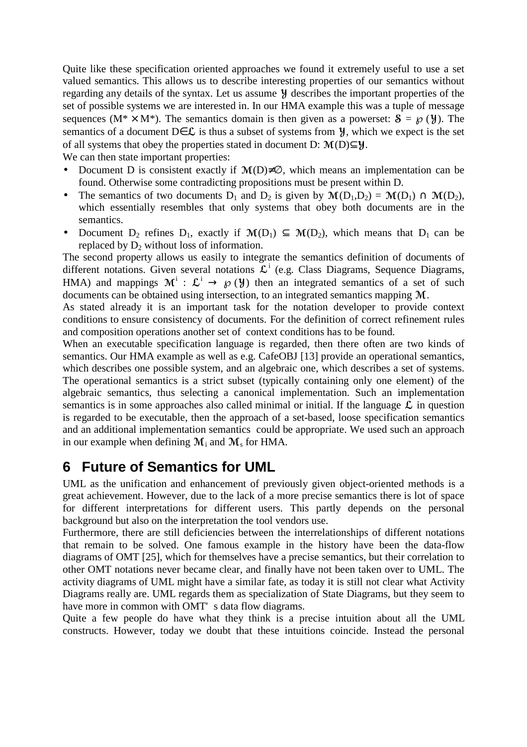Quite like these specification oriented approaches we found it extremely useful to use a set valued semantics. This allows us to describe interesting properties of our semantics without regarding any details of the syntax. Let us assume $\mathfrak{Y}$ describes the important properties of the set of possible systems we are interested in. In our HMA example this was a tuple of message sequences ($M^* \times M^*$). The semantics domain is then given as a powerset: $\mathfrak{S} = \wp(\mathfrak{Y})$. The semantics of a document $D \in \mathfrak{L}$ is thus a subset of systems from $\mathfrak{Y}$, which we expect is the set of all systems that obey the properties stated in document D: $\mathfrak{M}(D) \subseteq \mathfrak{Y}$.

We can then state important properties:

- Document D is consistent exactly if $\mathfrak{M}(D) \neq \emptyset$, which means an implementation can be found. Otherwise some contradicting propositions must be present within D.
- The semantics of two documents $D_1$ and $D_2$ is given by $\mathfrak{M}(D_1,D_2) = \mathfrak{M}(D_1) \cap \mathfrak{M}(D_2)$, which essentially resembles that only systems that obey both documents are in the semantics.
- Document $D_2$ refines $D_1$, exactly if $\mathfrak{M}(D_1) \subseteq \mathfrak{M}(D_2)$, which means that $D_1$ can be replaced by $D_2$ without loss of information.

The second property allows us easily to integrate the semantics definition of documents of different notations. Given several notations $\mathfrak{L}^i$ (e.g. Class Diagrams, Sequence Diagrams, HMA) and mappings $\mathfrak{M}^i : \mathfrak{L}^i \rightarrow \wp(\mathfrak{Y})$ then an integrated semantics of a set of such documents can be obtained using intersection, to an integrated semantics mapping $\mathfrak{M}$.

As stated already it is an important task for the notation developer to provide context conditions to ensure consistency of documents. For the definition of correct refinement rules and composition operations another set of context conditions has to be found.

When an executable specification language is regarded, then there often are two kinds of semantics. Our HMA example as well as e.g. CafeOBJ [13] provide an operational semantics, which describes one possible system, and an algebraic one, which describes a set of systems. The operational semantics is a strict subset (typically containing only one element) of the algebraic semantics, thus selecting a canonical implementation. Such an implementation semantics is in some approaches also called minimal or initial. If the language $\mathfrak{L}$ in question is regarded to be executable, then the approach of a set-based, loose specification semantics and an additional implementation semantics could be appropriate. We used such an approach in our example when defining $\mathfrak{M}_i$ and $\mathfrak{M}_s$ for HMA.

# 6 Future of Semantics for UML

UML as the unification and enhancement of previously given object-oriented methods is a great achievement. However, due to the lack of a more precise semantics there is lot of space for different interpretations for different users. This partly depends on the personal background but also on the interpretation the tool vendors use.

Furthermore, there are still deficiencies between the interrelationships of different notations that remain to be solved. One famous example in the history have been the data-flow diagrams of OMT [25], which for themselves have a precise semantics, but their correlation to other OMT notations never became clear, and finally have not been taken over to UML. The activity diagrams of UML might have a similar fate, as today it is still not clear what Activity Diagrams really are. UML regards them as specialization of State Diagrams, but they seem to have more in common with OMT's data flow diagrams.

Quite a few people do have what they think is a precise intuition about all the UML constructs. However, today we doubt that these intuitions coincide. Instead the personal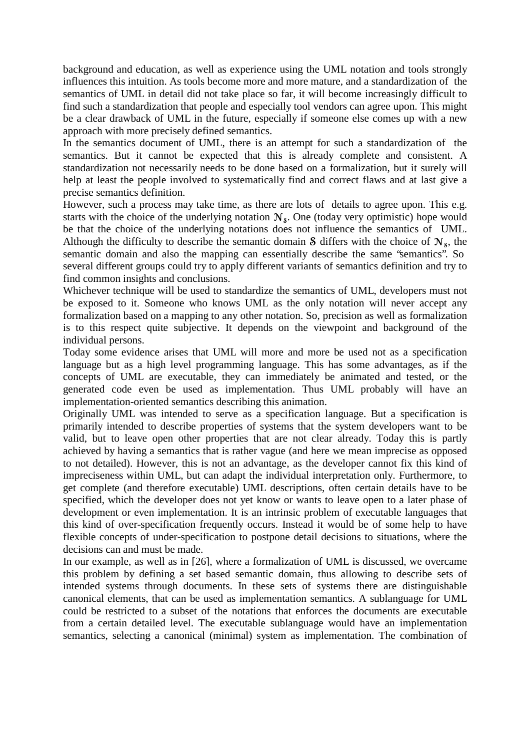background and education, as well as experience using the UML notation and tools strongly influences this intuition. As tools become more and more mature, and a standardization of the semantics of UML in detail did not take place so far, it will become increasingly difficult to find such a standardization that people and especially tool vendors can agree upon. This might be a clear drawback of UML in the future, especially if someone else comes up with a new approach with more precisely defined semantics.

In the semantics document of UML, there is an attempt for such a standardization of the semantics. But it cannot be expected that this is already complete and consistent. A standardization not necessarily needs to be done based on a formalization, but it surely will help at least the people involved to systematically find and correct flaws and at last give a precise semantics definition.

However, such a process may take time, as there are lots of details to agree upon. This e.g. starts with the choice of the underlying notation $\mathcal{N}_{\mathfrak{S}}$. One (today very optimistic) hope would be that the choice of the underlying notations does not influence the semantics of UML. Although the difficulty to describe the semantic domain $\mathfrak{S}$ differs with the choice of $\mathcal{N}_{\mathfrak{S}}$, the semantic domain and also the mapping can essentially describe the same "semantics". So several different groups could try to apply different variants of semantics definition and try to find common insights and conclusions.

Whichever technique will be used to standardize the semantics of UML, developers must not be exposed to it. Someone who knows UML as the only notation will never accept any formalization based on a mapping to any other notation. So, precision as well as formalization is to this respect quite subjective. It depends on the viewpoint and background of the individual persons.

Today some evidence arises that UML will more and more be used not as a specification language but as a high level programming language. This has some advantages, as if the concepts of UML are executable, they can immediately be animated and tested, or the generated code even be used as implementation. Thus UML probably will have an implementation-oriented semantics describing this animation.

Originally UML was intended to serve as a specification language. But a specification is primarily intended to describe properties of systems that the system developers want to be valid, but to leave open other properties that are not clear already. Today this is partly achieved by having a semantics that is rather vague (and here we mean imprecise as opposed to not detailed). However, this is not an advantage, as the developer cannot fix this kind of impreciseness within UML, but can adapt the individual interpretation only. Furthermore, to get complete (and therefore executable) UML descriptions, often certain details have to be specified, which the developer does not yet know or wants to leave open to a later phase of development or even implementation. It is an intrinsic problem of executable languages that this kind of over-specification frequently occurs. Instead it would be of some help to have flexible concepts of under-specification to postpone detail decisions to situations, where the decisions can and must be made.

In our example, as well as in [26], where a formalization of UML is discussed, we overcame this problem by defining a set based semantic domain, thus allowing to describe sets of intended systems through documents. In these sets of systems there are distinguishable canonical elements, that can be used as implementation semantics. A sublanguage for UML could be restricted to a subset of the notations that enforces the documents are executable from a certain detailed level. The executable sublanguage would have an implementation semantics, selecting a canonical (minimal) system as implementation. The combination of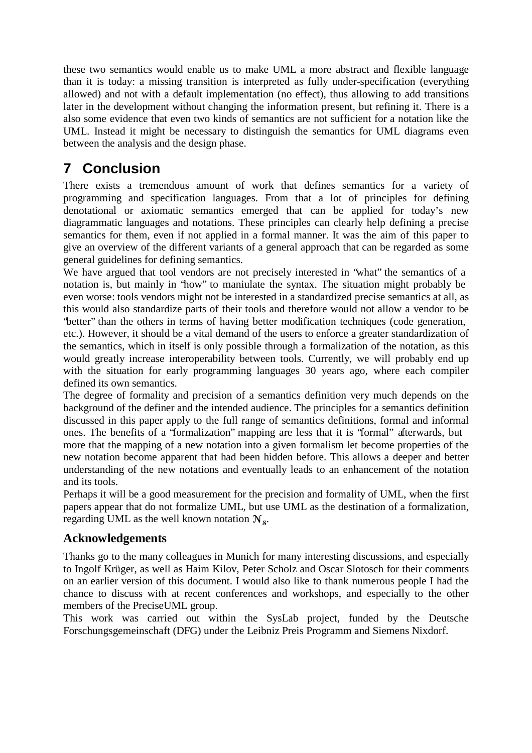these two semantics would enable us to make UML a more abstract and flexible language than it is today: a missing transition is interpreted as fully under-specification (everything allowed) and not with a default implementation (no effect), thus allowing to add transitions later in the development without changing the information present, but refining it. There is a also some evidence that even two kinds of semantics are not sufficient for a notation like the UML. Instead it might be necessary to distinguish the semantics for UML diagrams even between the analysis and the design phase.

# 7 Conclusion

There exists a tremendous amount of work that defines semantics for a variety of programming and specification languages. From that a lot of principles for defining denotational or axiomatic semantics emerged that can be applied for today's new diagrammatic languages and notations. These principles can clearly help defining a precise semantics for them, even if not applied in a formal manner. It was the aim of this paper to give an overview of the different variants of a general approach that can be regarded as some general guidelines for defining semantics.

We have argued that tool vendors are not precisely interested in "what" the semantics of a notation is, but mainly in "how" to maniulate the syntax. The situation might probably be even worse: tools vendors might not be interested in a standardized precise semantics at all, as this would also standardize parts of their tools and therefore would not allow a vendor to be "better" than the others in terms of having better modification techniques (code generation, etc.). However, it should be a vital demand of the users to enforce a greater standardization of the semantics, which in itself is only possible through a formalization of the notation, as this would greatly increase interoperability between tools. Currently, we will probably end up with the situation for early programming languages 30 years ago, where each compiler defined its own semantics.

The degree of formality and precision of a semantics definition very much depends on the background of the definer and the intended audience. The principles for a semantics definition discussed in this paper apply to the full range of semantics definitions, formal and informal ones. The benefits of a "formalization" mapping are less that it is "formal" afterwards, but more that the mapping of a new notation into a given formalism let become properties of the new notation become apparent that had been hidden before. This allows a deeper and better understanding of the new notations and eventually leads to an enhancement of the notation and its tools.

Perhaps it will be a good measurement for the precision and formality of UML, when the first papers appear that do not formalize UML, but use UML as the destination of a formalization, regarding UML as the well known notation $\mathcal{N}_S$.

## Acknowledgements

Thanks go to the many colleagues in Munich for many interesting discussions, and especially to Ingolf Krüger, as well as Haim Kilov, Peter Scholz and Oscar Slotosch for their comments on an earlier version of this document. I would also like to thank numerous people I had the chance to discuss with at recent conferences and workshops, and especially to the other members of the PreciseUML group.

This work was carried out within the SysLab project, funded by the Deutsche Forschungsgemeinschaft (DFG) under the Leibniz Preis Programm and Siemens Nixdorf.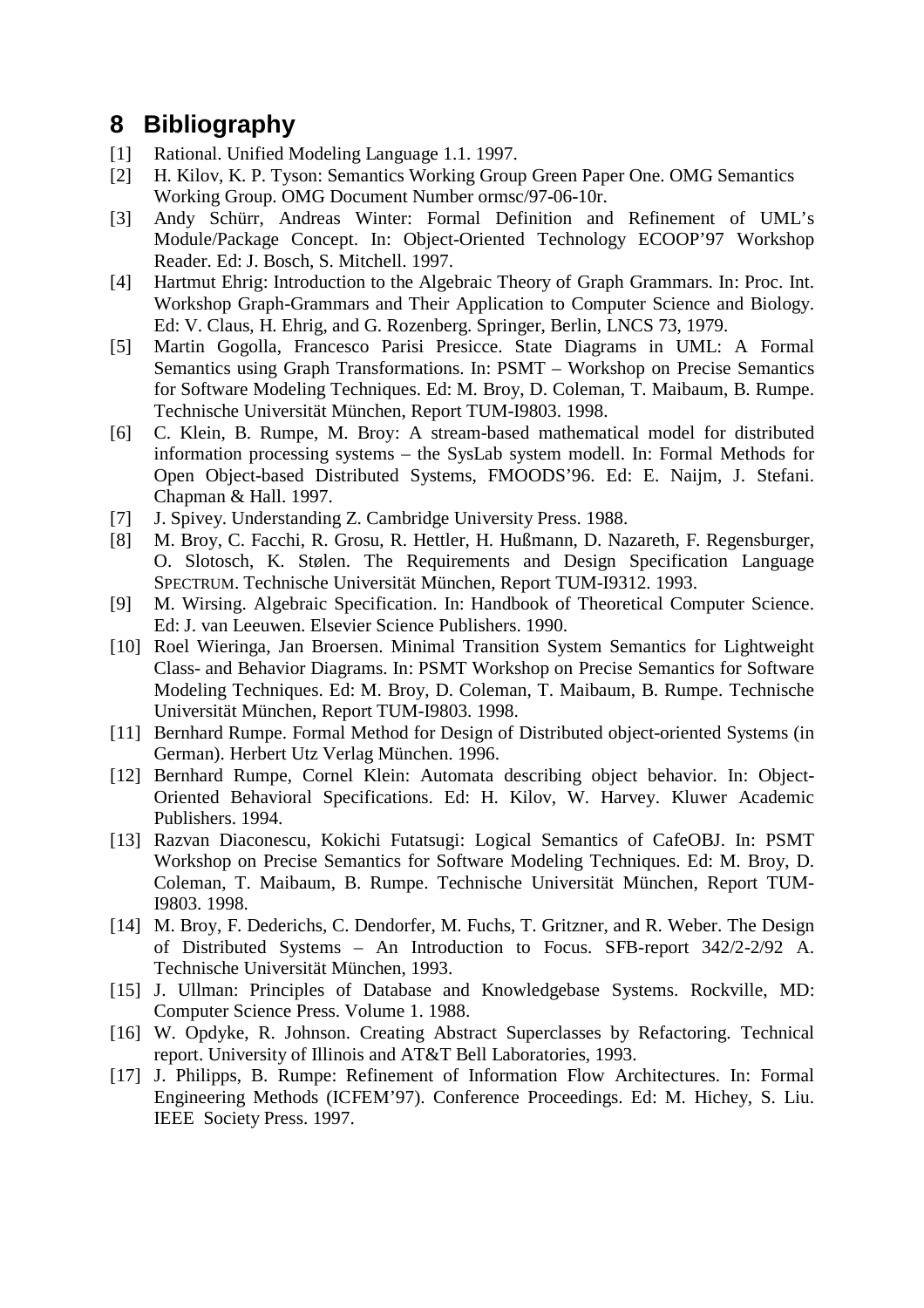# 8 Bibliography

[1] Rational. Unified Modeling Language 1.1. 1997.

[2] H. Kilov, K. P. Tyson: Semantics Working Group Green Paper One. OMG Semantics Working Group. OMG Document Number ormsc/97-06-10r.

[3] Andy Schürr, Andreas Winter: Formal Definition and Refinement of UML's Module/Package Concept. In: Object-Oriented Technology ECOOP'97 Workshop Reader. Ed: J. Bosch, S. Mitchell. 1997.

[4] Hartmut Ehrig: Introduction to the Algebraic Theory of Graph Grammars. In: Proc. Int. Workshop Graph-Grammars and Their Application to Computer Science and Biology. Ed: V. Claus, H. Ehrig, and G. Rozenberg. Springer, Berlin, LNCS 73, 1979.

[5] Martin Gogolla, Francesco Parisi Presicce. State Diagrams in UML: A Formal Semantics using Graph Transformations. In: PSMT – Workshop on Precise Semantics for Software Modeling Techniques. Ed: M. Broy, D. Coleman, T. Maibaum, B. Rumpe. Technische Universität München, Report TUM-I9803. 1998.

[6] C. Klein, B. Rumpe, M. Broy: A stream-based mathematical model for distributed information processing systems – the SysLab system modell. In: Formal Methods for Open Object-based Distributed Systems, FMOODS'96. Ed: E. Naijm, J. Stefani. Chapman & Hall. 1997.

[7] J. Spivey. Understanding Z. Cambridge University Press. 1988.

[8] M. Broy, C. Facchi, R. Grosu, R. Hettler, H. Hußmann, D. Nazareth, F. Regensburger, O. Slotosch, K. Stølen. The Requirements and Design Specification Language SPECTRUM. Technische Universität München, Report TUM-I9312. 1993.

[9] M. Wirsing. Algebraic Specification. In: Handbook of Theoretical Computer Science. Ed: J. van Leeuwen. Elsevier Science Publishers. 1990.

[10] Roel Wieringa, Jan Broersen. Minimal Transition System Semantics for Lightweight Class- and Behavior Diagrams. In: PSMT Workshop on Precise Semantics for Software Modeling Techniques. Ed: M. Broy, D. Coleman, T. Maibaum, B. Rumpe. Technische Universität München, Report TUM-I9803. 1998.

[11] Bernhard Rumpe. Formal Method for Design of Distributed object-oriented Systems (in German). Herbert Utz Verlag München. 1996.

[12] Bernhard Rumpe, Cornel Klein: Automata describing object behavior. In: Object-Oriented Behavioral Specifications. Ed: H. Kilov, W. Harvey. Kluwer Academic Publishers. 1994.

[13] Razvan Diaconescu, Kokichi Futatsugi: Logical Semantics of CafeOBJ. In: PSMT Workshop on Precise Semantics for Software Modeling Techniques. Ed: M. Broy, D. Coleman, T. Maibaum, B. Rumpe. Technische Universität München, Report TUM-I9803. 1998.

[14] M. Broy, F. Dederichs, C. Dendorfer, M. Fuchs, T. Gritzner, and R. Weber. The Design of Distributed Systems – An Introduction to Focus. SFB-report 342/2-2/92 A. Technische Universität München, 1993.

[15] J. Ullman: Principles of Database and Knowledgebase Systems. Rockville, MD: Computer Science Press. Volume 1. 1988.

[16] W. Opdyke, R. Johnson. Creating Abstract Superclasses by Refactoring. Technical report. University of Illinois and AT&T Bell Laboratories, 1993.

[17] J. Philipps, B. Rumpe: Refinement of Information Flow Architectures. In: Formal Engineering Methods (ICFEM'97). Conference Proceedings. Ed: M. Hichey, S. Liu. IEEE Society Press. 1997.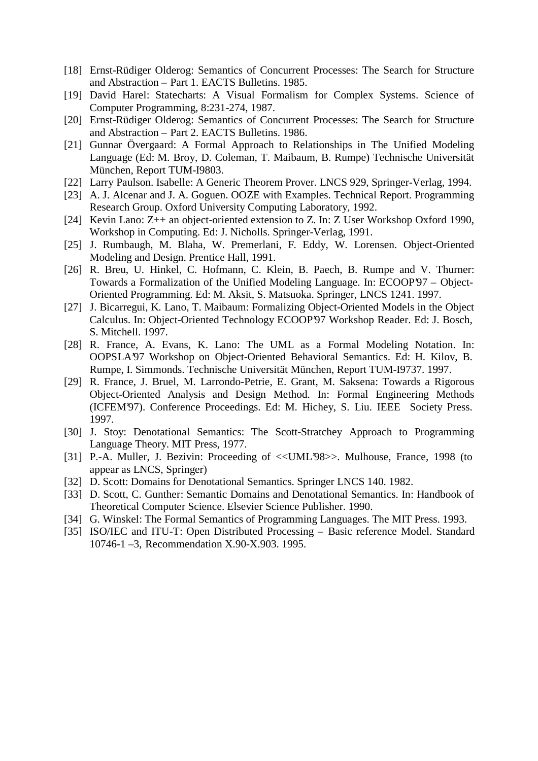- [18] Ernst-Rüdiger Olderog: Semantics of Concurrent Processes: The Search for Structure and Abstraction – Part 1. EACTS Bulletins. 1985.
- [19] David Harel: Statecharts: A Visual Formalism for Complex Systems. Science of Computer Programming, 8:231-274, 1987.
- [20] Ernst-Rüdiger Olderog: Semantics of Concurrent Processes: The Search for Structure and Abstraction – Part 2. EACTS Bulletins. 1986.
- [21] Gunnar Övergaard: A Formal Approach to Relationships in The Unified Modeling Language (Ed: M. Broy, D. Coleman, T. Maibaum, B. Rumpe) Technische Universität München, Report TUM-I9803.
- [22] Larry Paulson. Isabelle: A Generic Theorem Prover. LNCS 929, Springer-Verlag, 1994.
- [23] A. J. Alcenar and J. A. Goguen. OOZE with Examples. Technical Report. Programming Research Group. Oxford University Computing Laboratory, 1992.
- [24] Kevin Lano: Z++ an object-oriented extension to Z. In: Z User Workshop Oxford 1990, Workshop in Computing. Ed: J. Nicholls. Springer-Verlag, 1991.
- [25] J. Rumbaugh, M. Blaha, W. Premerlani, F. Eddy, W. Lorensen. Object-Oriented Modeling and Design. Prentice Hall, 1991.
- [26] R. Breu, U. Hinkel, C. Hofmann, C. Klein, B. Paech, B. Rumpe and V. Thurner: Towards a Formalization of the Unified Modeling Language. In: ECOOP'97 – Object-Oriented Programming. Ed: M. Aksit, S. Matsuoka. Springer, LNCS 1241. 1997.
- [27] J. Bicarregui, K. Lano, T. Maibaum: Formalizing Object-Oriented Models in the Object Calculus. In: Object-Oriented Technology ECOOP'97 Workshop Reader. Ed: J. Bosch, S. Mitchell. 1997.
- [28] R. France, A. Evans, K. Lano: The UML as a Formal Modeling Notation. In: OOPSLA'97 Workshop on Object-Oriented Behavioral Semantics. Ed: H. Kilov, B. Rumpe, I. Simmonds. Technische Universität München, Report TUM-I9737. 1997.
- [29] R. France, J. Bruel, M. Larrondo-Petrie, E. Grant, M. Saksena: Towards a Rigorous Object-Oriented Analysis and Design Method. In: Formal Engineering Methods (ICFEM'97). Conference Proceedings. Ed: M. Hichey, S. Liu. IEEE Society Press. 1997.
- [30] J. Stoy: Denotational Semantics: The Scott-Stratchey Approach to Programming Language Theory. MIT Press, 1977.
- [31] P.-A. Muller, J. Bezivin: Proceeding of <<UML'98>>. Mulhouse, France, 1998 (to appear as LNCS, Springer)
- [32] D. Scott: Domains for Denotational Semantics. Springer LNCS 140. 1982.
- [33] D. Scott, C. Gunther: Semantic Domains and Denotational Semantics. In: Handbook of Theoretical Computer Science. Elsevier Science Publisher. 1990.
- [34] G. Winskel: The Formal Semantics of Programming Languages. The MIT Press. 1993.
- [35] ISO/IEC and ITU-T: Open Distributed Processing – Basic reference Model. Standard 10746-1 –3, Recommendation X.90-X.903. 1995.